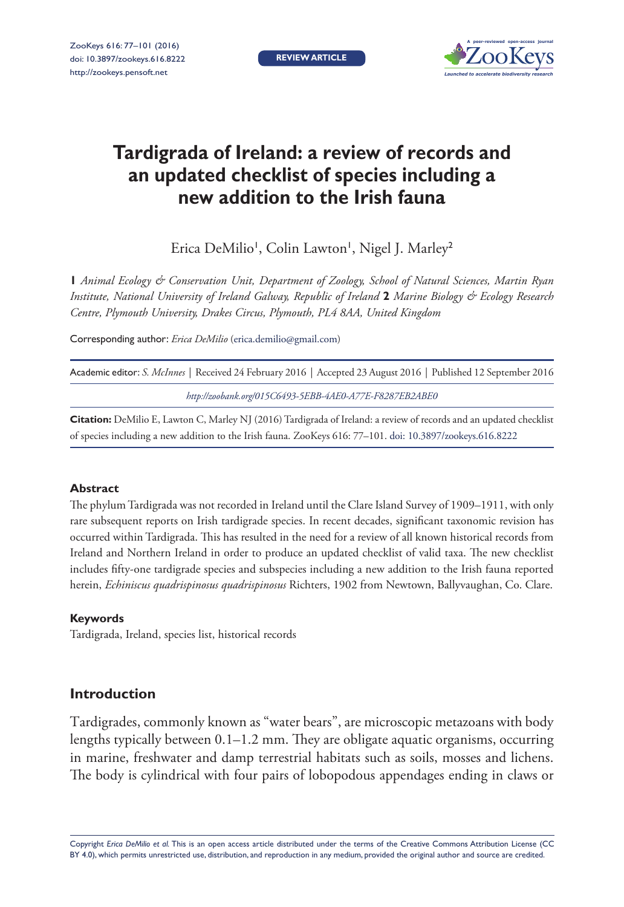REVIEW ARTICLE

# Tardigrada of Ireland: a review of records and an updated checklist of species including a new addition to the Irish fauna

Erica DeMilio[1], Colin Lawton[1], Nigel J. Marley[2]

**1** *Animal Ecology & Conservation Unit, Department of Zoology, School of Natural Sciences, Martin Ryan Institute, National University of Ireland Galway, Republic of Ireland* **2** *Marine Biology & Ecology Research Centre, Plymouth University, Drakes Circus, Plymouth, PL4 8AA, United Kingdom*

Corresponding author: *Erica DeMilio* (erica.demilio@gmail.com)

Academic editor: *S. McInnes* | Received 24 February 2016 | Accepted 23 August 2016 | Published 12 September 2016

*http://zoobank.org/015C6493-5EBB-4AE0-A77E-F8287EB2ABE0*

**Citation:** DeMilio E, Lawton C, Marley NJ (2016) Tardigrada of Ireland: a review of records and an updated checklist of species including a new addition to the Irish fauna. ZooKeys 616: 77–101. doi: 10.3897/zookeys.616.8222

#### Abstract

The phylum Tardigrada was not recorded in Ireland until the Clare Island Survey of 1909–1911, with only rare subsequent reports on Irish tardigrade species. In recent decades, significant taxonomic revision has occurred within Tardigrada. This has resulted in the need for a review of all known historical records from Ireland and Northern Ireland in order to produce an updated checklist of valid taxa. The new checklist includes fifty-one tardigrade species and subspecies including a new addition to the Irish fauna reported herein, *Echiniscus quadrispinosus quadrispinosus* Richters, 1902 from Newtown, Ballyvaughan, Co. Clare.

#### Keywords

Tardigrada, Ireland, species list, historical records

## Introduction

Tardigrades, commonly known as "water bears", are microscopic metazoans with body lengths typically between 0.1–1.2 mm. They are obligate aquatic organisms, occurring in marine, freshwater and damp terrestrial habitats such as soils, mosses and lichens. The body is cylindrical with four pairs of lobopodous appendages ending in claws or

Copyright *Erica DeMilio et al.* This is an open access article distributed under the terms of the Creative Commons Attribution License (CC BY 4.0), which permits unrestricted use, distribution, and reproduction in any medium, provided the original author and source are credited.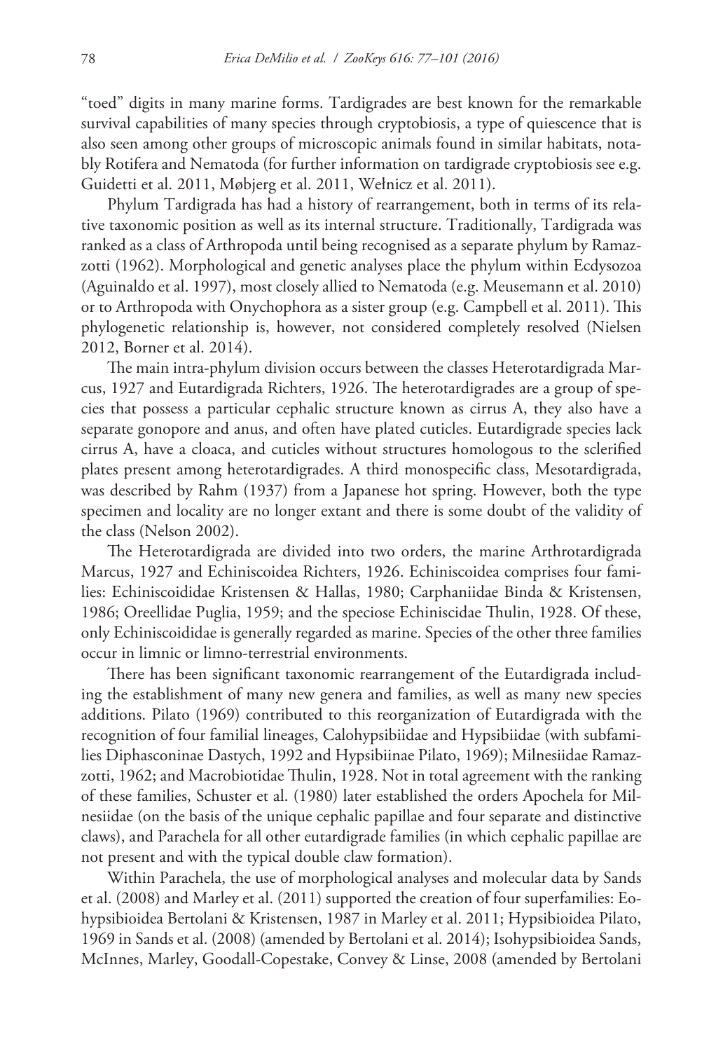"toed" digits in many marine forms. Tardigrades are best known for the remarkable survival capabilities of many species through cryptobiosis, a type of quiescence that is also seen among other groups of microscopic animals found in similar habitats, notably Rotifera and Nematoda (for further information on tardigrade cryptobiosis see e.g. Guidetti et al. 2011, Møbjerg et al. 2011, Wełnicz et al. 2011).

Phylum Tardigrada has had a history of rearrangement, both in terms of its relative taxonomic position as well as its internal structure. Traditionally, Tardigrada was ranked as a class of Arthropoda until being recognised as a separate phylum by Ramazzotti (1962). Morphological and genetic analyses place the phylum within Ecdysozoa (Aguinaldo et al. 1997), most closely allied to Nematoda (e.g. Meusemann et al. 2010) or to Arthropoda with Onychophora as a sister group (e.g. Campbell et al. 2011). This phylogenetic relationship is, however, not considered completely resolved (Nielsen 2012, Borner et al. 2014).

The main intra-phylum division occurs between the classes Heterotardigrada Marcus, 1927 and Eutardigrada Richters, 1926. The heterotardigrades are a group of species that possess a particular cephalic structure known as cirrus A, they also have a separate gonopore and anus, and often have plated cuticles. Eutardigrade species lack cirrus A, have a cloaca, and cuticles without structures homologous to the sclerified plates present among heterotardigrades. A third monospecific class, Mesotardigrada, was described by Rahm (1937) from a Japanese hot spring. However, both the type specimen and locality are no longer extant and there is some doubt of the validity of the class (Nelson 2002).

The Heterotardigrada are divided into two orders, the marine Arthrotardigrada Marcus, 1927 and Echiniscoidea Richters, 1926. Echiniscoidea comprises four families: Echiniscoididae Kristensen & Hallas, 1980; Carphaniidae Binda & Kristensen, 1986; Oreellidae Puglia, 1959; and the speciose Echiniscidae Thulin, 1928. Of these, only Echiniscoididae is generally regarded as marine. Species of the other three families occur in limnic or limno-terrestrial environments.

There has been significant taxonomic rearrangement of the Eutardigrada including the establishment of many new genera and families, as well as many new species additions. Pilato (1969) contributed to this reorganization of Eutardigrada with the recognition of four familial lineages, Calohypsibiidae and Hypsibiidae (with subfamilies Diphasconinae Dastych, 1992 and Hypsibiinae Pilato, 1969); Milnesiidae Ramazzotti, 1962; and Macrobiotidae Thulin, 1928. Not in total agreement with the ranking of these families, Schuster et al. (1980) later established the orders Apochela for Milnesiidae (on the basis of the unique cephalic papillae and four separate and distinctive claws), and Parachela for all other eutardigrade families (in which cephalic papillae are not present and with the typical double claw formation).

Within Parachela, the use of morphological analyses and molecular data by Sands et al. (2008) and Marley et al. (2011) supported the creation of four superfamilies: Eohypsibioidea Bertolani & Kristensen, 1987 in Marley et al. 2011; Hypsibioidea Pilato, 1969 in Sands et al. (2008) (amended by Bertolani et al. 2014); Isohypsibioidea Sands, McInnes, Marley, Goodall-Copestake, Convey & Linse, 2008 (amended by Bertolani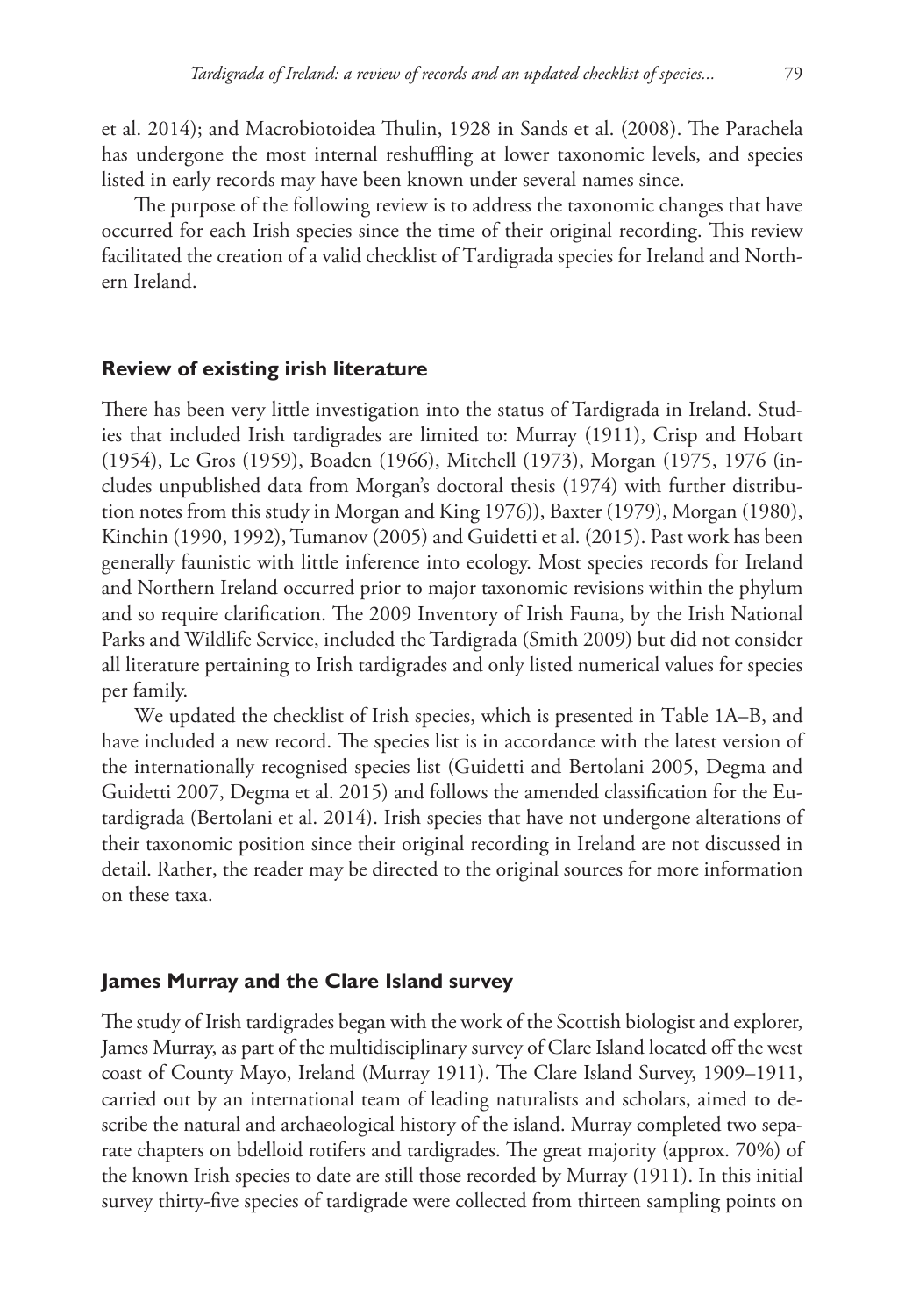et al. 2014); and Macrobiotoidea Thulin, 1928 in Sands et al. (2008). The Parachela has undergone the most internal reshuffling at lower taxonomic levels, and species listed in early records may have been known under several names since.

The purpose of the following review is to address the taxonomic changes that have occurred for each Irish species since the time of their original recording. This review facilitated the creation of a valid checklist of Tardigrada species for Ireland and Northern Ireland.

## Review of existing irish literature

There has been very little investigation into the status of Tardigrada in Ireland. Studies that included Irish tardigrades are limited to: Murray (1911), Crisp and Hobart (1954), Le Gros (1959), Boaden (1966), Mitchell (1973), Morgan (1975, 1976 (includes unpublished data from Morgan's doctoral thesis (1974) with further distribution notes from this study in Morgan and King 1976)), Baxter (1979), Morgan (1980), Kinchin (1990, 1992), Tumanov (2005) and Guidetti et al. (2015). Past work has been generally faunistic with little inference into ecology. Most species records for Ireland and Northern Ireland occurred prior to major taxonomic revisions within the phylum and so require clarification. The 2009 Inventory of Irish Fauna, by the Irish National Parks and Wildlife Service, included the Tardigrada (Smith 2009) but did not consider all literature pertaining to Irish tardigrades and only listed numerical values for species per family.

We updated the checklist of Irish species, which is presented in Table 1A–B, and have included a new record. The species list is in accordance with the latest version of the internationally recognised species list (Guidetti and Bertolani 2005, Degma and Guidetti 2007, Degma et al. 2015) and follows the amended classification for the Eutardigrada (Bertolani et al. 2014). Irish species that have not undergone alterations of their taxonomic position since their original recording in Ireland are not discussed in detail. Rather, the reader may be directed to the original sources for more information on these taxa.

## James Murray and the Clare Island survey

The study of Irish tardigrades began with the work of the Scottish biologist and explorer, James Murray, as part of the multidisciplinary survey of Clare Island located off the west coast of County Mayo, Ireland (Murray 1911). The Clare Island Survey, 1909–1911, carried out by an international team of leading naturalists and scholars, aimed to describe the natural and archaeological history of the island. Murray completed two separate chapters on bdelloid rotifers and tardigrades. The great majority (approx. 70%) of the known Irish species to date are still those recorded by Murray (1911). In this initial survey thirty-five species of tardigrade were collected from thirteen sampling points on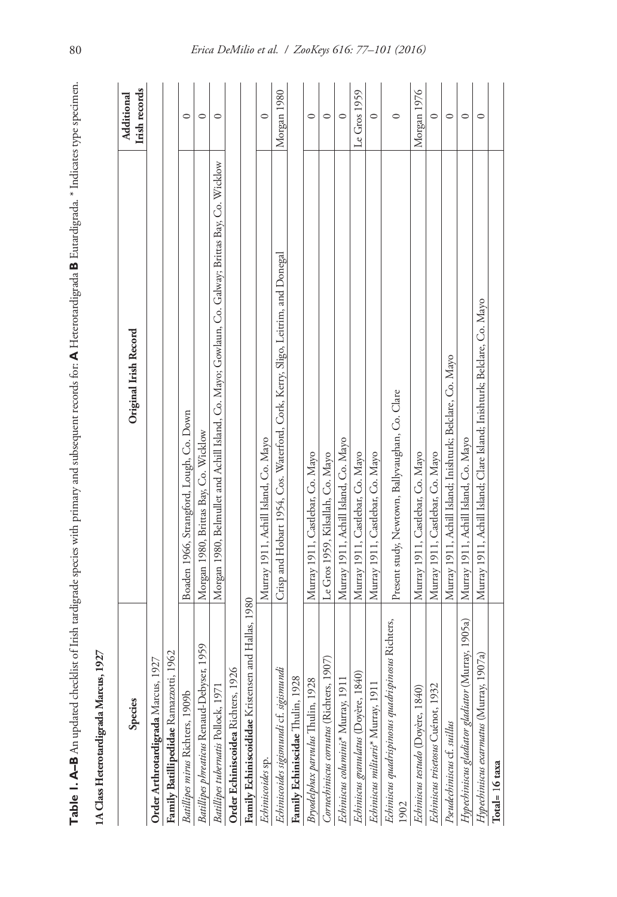**Table 1. A–B** An updated checklist of Irish tardigrade species with primary and subsequent records for: **A** Heterotardigrada **B** Eutardigrada. * Indicates type specimen.

**1A Class Heterotardigrada Marcus, 1927**

| Species | Original Irish Record | Additional Irish records |
|---|---|---|
| **Order Arthrotardigrada** Marcus, 1927 | | |
| **Family Batillipedidae** Ramazzotti, 1962 | | |
| *Batillipes mirus* Richters, 1909b | Boaden 1966, Strangford Lough, Co. Down | 0 |
| *Batillipes phreaticus* Renaud-Debyser, 1959 | Morgan 1980, Brittas Bay, Co. Wicklow | 0 |
| *Batillipes tubernatis* Pollock, 1971 | Morgan 1980, Belmullet and Achill Island, Co. Mayo; Gowlaun, Co. Galway; Brittas Bay, Co. Wicklow | 0 |
| **Order Echiniscoidea** Richters, 1926 | | |
| **Family Echiniscoididae** Kristensen and Hallas, 1980 | | |
| *Echiniscoides* sp. | Murray 1911, Achill Island, Co. Mayo | 0 |
| *Echiniscoides sigismundi* cf. *sigismundi* | Crisp and Hobart 1954, Cos. Waterford, Cork, Kerry, Sligo, Leitrim, and Donegal | Morgan 1980 |
| **Family Echiniscidae** Thulin, 1928 | | |
| *Bryodelphax parvulus* Thulin, 1928 | Murray 1911, Castlebar, Co. Mayo | 0 |
| *Cornechiniscus cornutus* (Richters, 1907) | Le Gros 1959, Kilsallah, Co. Mayo | 0 |
| *Echiniscus columinis** Murray, 1911 | Murray 1911, Achill Island, Co. Mayo | 0 |
| *Echiniscus granulatus* (Doyère, 1840) | Murray 1911, Castlebar, Co. Mayo | Le Gros 1959 |
| *Echiniscus militaris** Murray, 1911 | Murray 1911, Castlebar, Co. Mayo | 0 |
| *Echiniscus quadrispinosus quadrispinosus* Richters, 1902 | Present study, Newtown, Ballyvaughan, Co. Clare | 0 |
| *Echiniscus testudo* (Doyère, 1840) | Murray 1911, Castlebar, Co. Mayo | Morgan 1976 |
| *Echiniscus trisetosus* Cuénot, 1932 | Murray 1911, Castlebar, Co. Mayo | 0 |
| *Pseudechiniscus* cf. *suillus* | Murray 1911, Achill Island; Inishturk; Belclare, Co. Mayo | 0 |
| *Hypechiniscus gladiator gladiator* (Murray, 1905a) | Murray 1911, Achill Island, Co. Mayo | 0 |
| *Hypechiniscus exarmatus* (Murray, 1907a) | Murray 1911, Achill Island; Clare Island; Inishturk; Belclare, Co. Mayo | 0 |
| **Total= 16 taxa** | | |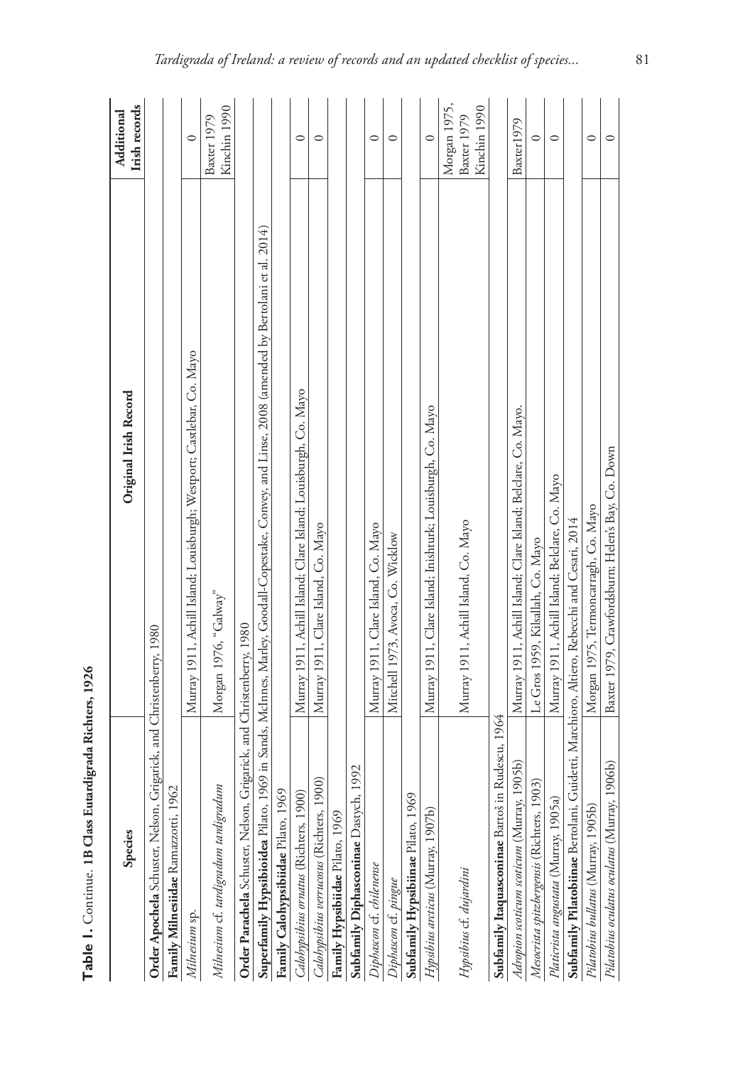**Table 1.** Continue. **1B Class Eutardigrada Richters, 1926**

| Species | Original Irish Record | Additional Irish records |
|---|---|---|
| **Order Apochela** Schuster, Nelson, Grigarick, and Christenberry, 1980 | | |
| **Family Milnesiidae** Ramazzotti, 1962 | | |
| *Milnesium* sp. | Murray 1911, Achill Island; Louisburgh; Westport; Castlebar, Co. Mayo | 0 |
| *Milnesium* cf. *tardigradum tardigradum* | Morgan 1976, "Galway" | Baxter 1979 Kinchin 1990 |
| **Order Parachela** Schuster, Nelson, Grigarick, and Christenberry, 1980 | | |
| **Superfamily Hypsibioidea** Pilato, 1969 in Sands, McInnes, Marley, Goodall-Copestake, Convey, and Linse, 2008 (amended by Bertolani et al. 2014) | | |
| **Family Calohypsibiidae** Pilato, 1969 | | |
| *Calohypsibius ornatus* (Richters, 1900) | Murray 1911, Achill Island; Clare Island; Louisburgh, Co. Mayo | 0 |
| *Calohypsibius verrucosus* (Richters, 1900) | Murray 1911, Clare Island, Co. Mayo | 0 |
| **Family Hypsibiidae** Pilato, 1969 | | |
| **Subfamily Diphasconinae** Dastych, 1992 | | |
| *Diphascon* cf. *chilenense* | Murray 1911, Clare Island, Co. Mayo | 0 |
| *Diphascon* cf. *pingue* | Mitchell 1973, Avoca, Co. Wicklow | 0 |
| **Subfamily Hypsibiinae** Pilato, 1969 | | |
| *Hypsibius arcticus* (Murray, 1907b) | Murray 1911, Clare Island; Inishturk; Louisburgh, Co. Mayo | 0 |
| *Hypsibius* cf. *dujardini* | Murray 1911, Achill Island, Co. Mayo | Morgan 1975, Baxter 1979 Kinchin 1990 |
| **Subfamily Itaquasconinae** Bartoš in Rudescu, 1964 | | |
| *Adropion scoticum scoticum* (Murray, 1905b) | Murray 1911, Achill Island; Clare Island; Belclare, Co. Mayo. | Baxter1979 |
| *Mesocrista spitzbergensis* (Richters, 1903) | Le Gros 1959, Kilsallah, Co. Mayo | 0 |
| *Platicrista angustata* (Murray, 1905a) | Murray 1911, Achill Island; Belclare, Co. Mayo | 0 |
| **Subfamily Pilatobiinae** Bertolani, Guidetti, Marchioro, Altiero, Rebecchi and Cesari, 2014 | | |
| *Pilatobius bullatus* (Murray, 1905b) | Morgan 1975, Termoncarragh, Co. Mayo | 0 |
| *Pilatobius oculatus oculatus* (Murray, 1906b) | Baxter 1979, Crawfordsburn; Helen's Bay, Co. Down | 0 |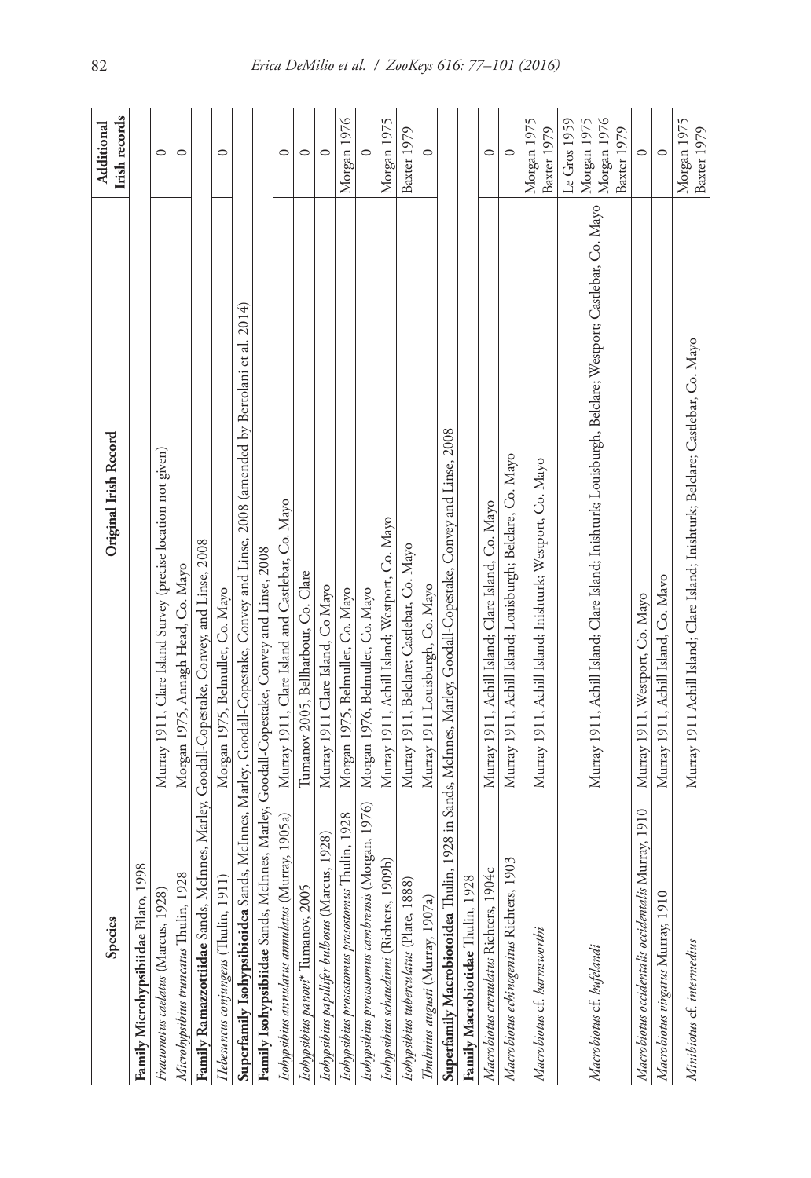| Species | Original Irish Record | Additional Irish records |
|---|---|---|
| **Family Microhypsibiidae** Pilato, 1998 | | |
| *Fractonotus caelatus* (Marcus, 1928) | Murray 1911, Clare Island Survey (precise location not given) | 0 |
| *Microhypsibius truncatus* Thulin, 1928 | Morgan 1975, Annagh Head, Co. Mayo | 0 |
| **Family Ramazzottiidae** Sands, McInnes, Marley, Goodall-Copestake, Convey, and Linse, 2008 | | |
| *Hebesuncus conjungens* (Thulin, 1911) | Morgan 1975, Belmullet, Co. Mayo | 0 |
| **Superfamily Isohypsibioidea** Sands, McInnes, Marley, Goodall-Copestake, Convey and Linse, 2008 (amended by Bertolani et al. 2014) | | |
| **Family Isohypsibiidae** Sands, McInnes, Marley, Goodall-Copestake, Convey and Linse, 2008 | | |
| *Isohypsibius annulatus annulatus* (Murray, 1905a) | Murray 1911, Clare Island and Castlebar, Co. Mayo | 0 |
| *Isohypsibius panovi** Tumanov, 2005 | Tumanov 2005, Bellharbour, Co. Clare | 0 |
| *Isohypsibius papillifer bulbosus* (Marcus, 1928) | Murray 1911 Clare Island, Co Mayo | 0 |
| *Isohypsibius prosostomus prosostomus* Thulin, 1928 | Morgan 1975, Belmullet, Co. Mayo | Morgan 1976 |
| *Isohypsibius prosostomus cambrensis* (Morgan, 1976) | Morgan 1976, Belmullet, Co. Mayo | 0 |
| *Isohypsibius schaudinni* (Richters, 1909b) | Murray 1911, Achill Island; Westport, Co. Mayo | Morgan 1975 |
| *Isohypsibius tuberculatus* (Plate, 1888) | Murray 1911, Belclare; Castlebar, Co. Mayo | Baxter 1979 |
| *Thulinius augusti* (Murray, 1907a) | Murray 1911 Louisburgh, Co. Mayo | 0 |
| **Superfamily Macrobiotoidea** Thulin, 1928 in Sands, McInnes, Marley, Goodall-Copestake, Convey and Linse, 2008 | | |
| **Family Macrobiotidae** Thulin, 1928 | | |
| *Macrobiotus crenulatus* Richters, 1904c | Murray 1911, Achill Island; Clare Island, Co. Mayo | 0 |
| *Macrobiotus echinogenitus* Richters, 1903 | Murray 1911, Achill Island; Louisburgh; Belclare, Co. Mayo | 0 |
| *Macrobiotus* cf. *harmsworthi* | Murray 1911, Achill Island; Inishturk; Westport, Co. Mayo | Morgan 1975<br>Baxter 1979 |
| *Macrobiotus* cf. *hufelandi* | Murray 1911, Achill Island; Clare Island; Inishturk; Louisburgh, Belclare; Westport; Castlebar, Co. Mayo | Le Gros 1959<br>Morgan 1975<br>Morgan 1976<br>Baxter 1979 |
| *Macrobiotus occidentalis occidentalis* Murray, 1910 | Murray 1911, Westport, Co. Mayo | 0 |
| *Macrobiotus virgatus* Murray, 1910 | Murray 1911, Achill Island, Co. Mayo | 0 |
| *Minibiotus* cf. *intermedius* | Murray 1911 Achill Island; Clare Island; Inishturk; Belclare; Castlebar, Co. Mayo | Morgan 1975<br>Baxter 1979 |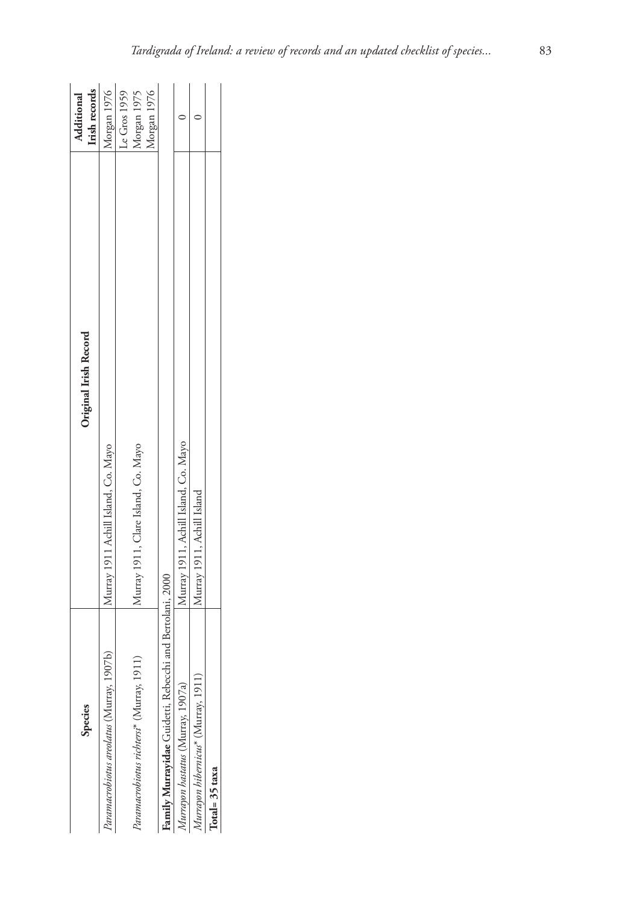| Species | Original Irish Record | Additional Irish records |
| --- | --- | --- |
| *Paramacrobiotus areolatus* (Murray, 1907b) | Murray 1911 Achill Island, Co. Mayo | Morgan 1976 |
| *Paramacrobiotus richtersi** (Murray, 1911) | Murray 1911, Clare Island, Co. Mayo | Le Gros 1959 Morgan 1975 Morgan 1976 |
| **Family Murrayidae** Guidetti, Rebecchi and Bertolani, 2000 | | |
| *Murrayon hastatus* (Murray, 1907a) | Murray 1911, Achill Island, Co. Mayo | 0 |
| *Murrayon hibernicus** (Murray, 1911) | Murray 1911, Achill Island | 0 |
| **Total= 35 taxa** | | |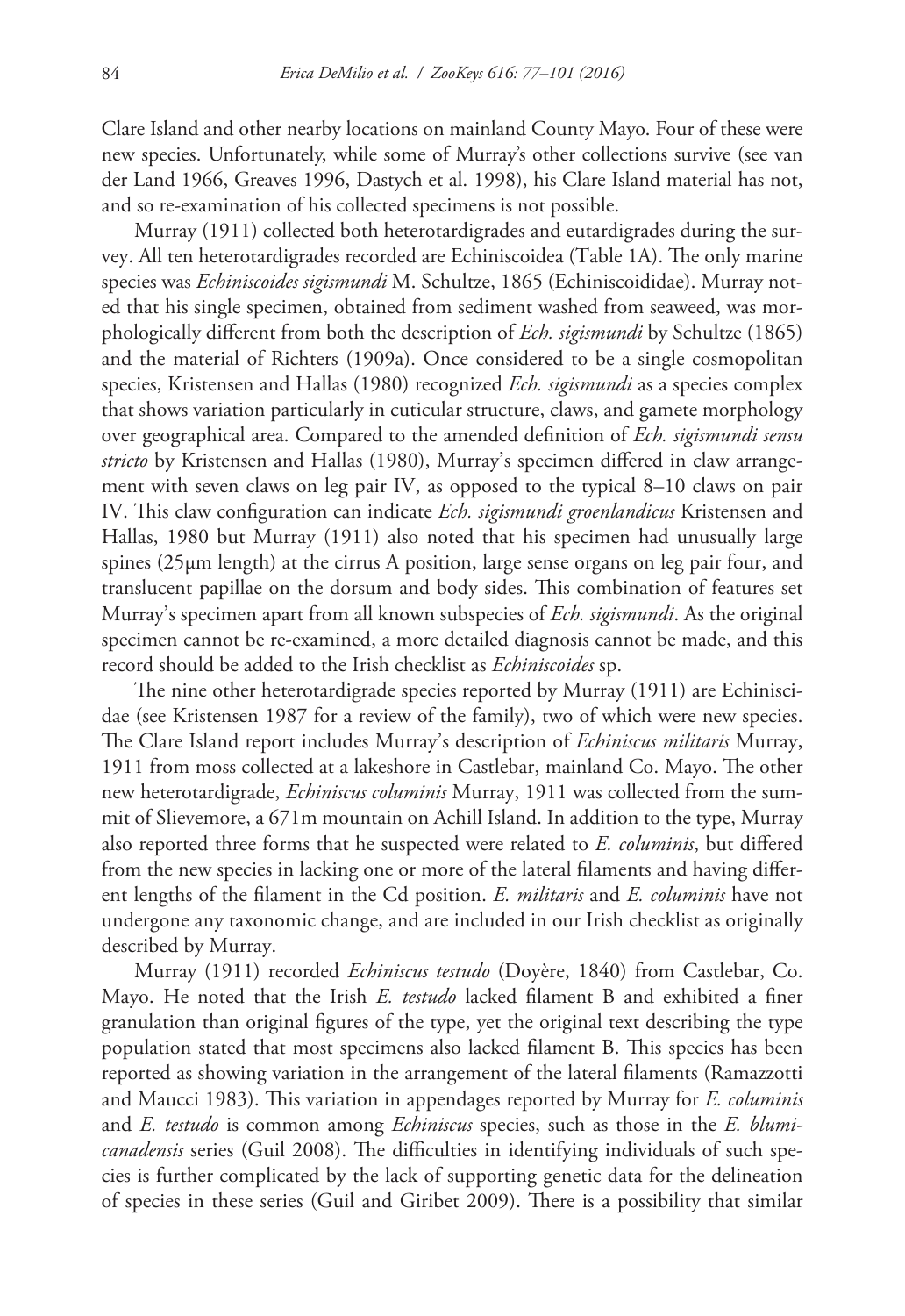Clare Island and other nearby locations on mainland County Mayo. Four of these were new species. Unfortunately, while some of Murray's other collections survive (see van der Land 1966, Greaves 1996, Dastych et al. 1998), his Clare Island material has not, and so re-examination of his collected specimens is not possible.

Murray (1911) collected both heterotardigrades and eutardigrades during the survey. All ten heterotardigrades recorded are Echiniscoidea (Table 1A). The only marine species was *Echiniscoides sigismundi* M. Schultze, 1865 (Echiniscoididae). Murray noted that his single specimen, obtained from sediment washed from seaweed, was morphologically different from both the description of *Ech. sigismundi* by Schultze (1865) and the material of Richters (1909a). Once considered to be a single cosmopolitan species, Kristensen and Hallas (1980) recognized *Ech. sigismundi* as a species complex that shows variation particularly in cuticular structure, claws, and gamete morphology over geographical area. Compared to the amended definition of *Ech. sigismundi sensu stricto* by Kristensen and Hallas (1980), Murray's specimen differed in claw arrangement with seven claws on leg pair IV, as opposed to the typical 8–10 claws on pair IV. This claw configuration can indicate *Ech. sigismundi groenlandicus* Kristensen and Hallas, 1980 but Murray (1911) also noted that his specimen had unusually large spines (25μm length) at the cirrus A position, large sense organs on leg pair four, and translucent papillae on the dorsum and body sides. This combination of features set Murray's specimen apart from all known subspecies of *Ech. sigismundi*. As the original specimen cannot be re-examined, a more detailed diagnosis cannot be made, and this record should be added to the Irish checklist as *Echiniscoides* sp.

The nine other heterotardigrade species reported by Murray (1911) are Echiniscidae (see Kristensen 1987 for a review of the family), two of which were new species. The Clare Island report includes Murray's description of *Echiniscus militaris* Murray, 1911 from moss collected at a lakeshore in Castlebar, mainland Co. Mayo. The other new heterotardigrade, *Echiniscus columinis* Murray, 1911 was collected from the summit of Slievemore, a 671m mountain on Achill Island. In addition to the type, Murray also reported three forms that he suspected were related to *E. columinis*, but differed from the new species in lacking one or more of the lateral filaments and having different lengths of the filament in the Cd position. *E. militaris* and *E. columinis* have not undergone any taxonomic change, and are included in our Irish checklist as originally described by Murray.

Murray (1911) recorded *Echiniscus testudo* (Doyère, 1840) from Castlebar, Co. Mayo. He noted that the Irish *E. testudo* lacked filament B and exhibited a finer granulation than original figures of the type, yet the original text describing the type population stated that most specimens also lacked filament B. This species has been reported as showing variation in the arrangement of the lateral filaments (Ramazzotti and Maucci 1983). This variation in appendages reported by Murray for *E. columinis* and *E. testudo* is common among *Echiniscus* species, such as those in the *E. blumi-canadensis* series (Guil 2008). The difficulties in identifying individuals of such species is further complicated by the lack of supporting genetic data for the delineation of species in these series (Guil and Giribet 2009). There is a possibility that similar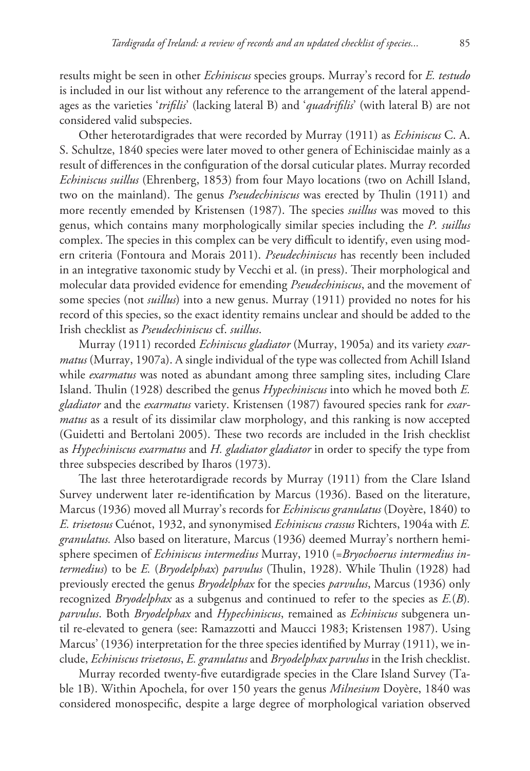results might be seen in other *Echiniscus* species groups. Murray's record for *E. testudo* is included in our list without any reference to the arrangement of the lateral appendages as the varieties '*trifilis*' (lacking lateral B) and '*quadrifilis*' (with lateral B) are not considered valid subspecies.

Other heterotardigrades that were recorded by Murray (1911) as *Echiniscus* C. A. S. Schultze, 1840 species were later moved to other genera of Echiniscidae mainly as a result of differences in the configuration of the dorsal cuticular plates. Murray recorded *Echiniscus suillus* (Ehrenberg, 1853) from four Mayo locations (two on Achill Island, two on the mainland). The genus *Pseudechiniscus* was erected by Thulin (1911) and more recently emended by Kristensen (1987). The species *suillus* was moved to this genus, which contains many morphologically similar species including the *P. suillus* complex. The species in this complex can be very difficult to identify, even using modern criteria (Fontoura and Morais 2011). *Pseudechiniscus* has recently been included in an integrative taxonomic study by Vecchi et al. (in press). Their morphological and molecular data provided evidence for emending *Pseudechiniscus*, and the movement of some species (not *suillus*) into a new genus. Murray (1911) provided no notes for his record of this species, so the exact identity remains unclear and should be added to the Irish checklist as *Pseudechiniscus* cf. *suillus*.

Murray (1911) recorded *Echiniscus gladiator* (Murray, 1905a) and its variety *exarmatus* (Murray, 1907a). A single individual of the type was collected from Achill Island while *exarmatus* was noted as abundant among three sampling sites, including Clare Island. Thulin (1928) described the genus *Hypechiniscus* into which he moved both *E. gladiator* and the *exarmatus* variety. Kristensen (1987) favoured species rank for *exarmatus* as a result of its dissimilar claw morphology, and this ranking is now accepted (Guidetti and Bertolani 2005). These two records are included in the Irish checklist as *Hypechiniscus exarmatus* and *H. gladiator gladiator* in order to specify the type from three subspecies described by Iharos (1973).

The last three heterotardigrade records by Murray (1911) from the Clare Island Survey underwent later re-identification by Marcus (1936). Based on the literature, Marcus (1936) moved all Murray's records for *Echiniscus granulatus* (Doyère, 1840) to *E. trisetosus* Cuénot, 1932, and synonymised *Echiniscus crassus* Richters, 1904a with *E. granulatus.* Also based on literature, Marcus (1936) deemed Murray's northern hemisphere specimen of *Echiniscus intermedius* Murray, 1910 (=*Bryochoerus intermedius intermedius*) to be *E.* (*Bryodelphax*) *parvulus* (Thulin, 1928). While Thulin (1928) had previously erected the genus *Bryodelphax* for the species *parvulus*, Marcus (1936) only recognized *Bryodelphax* as a subgenus and continued to refer to the species as *E.*(*B*)*. parvulus*. Both *Bryodelphax* and *Hypechiniscus*, remained as *Echiniscus* subgenera until re-elevated to genera (see: Ramazzotti and Maucci 1983; Kristensen 1987). Using Marcus' (1936) interpretation for the three species identified by Murray (1911), we include, *Echiniscus trisetosus*, *E. granulatus* and *Bryodelphax parvulus* in the Irish checklist.

Murray recorded twenty-five eutardigrade species in the Clare Island Survey (Table 1B). Within Apochela, for over 150 years the genus *Milnesium* Doyère, 1840 was considered monospecific, despite a large degree of morphological variation observed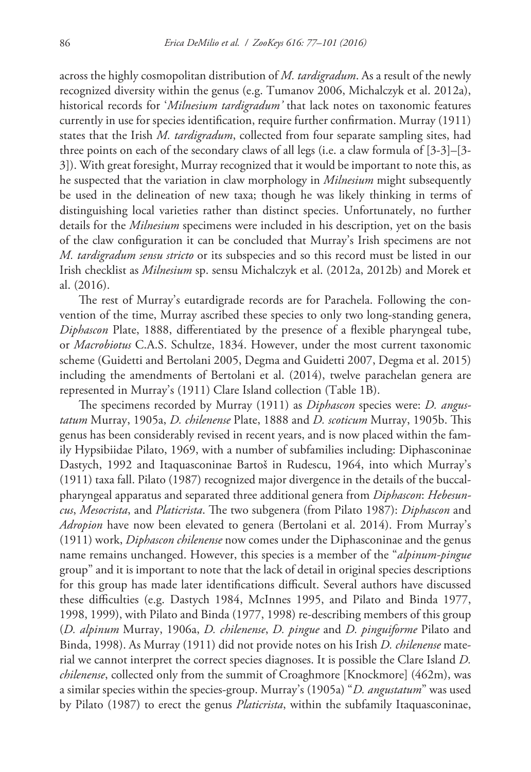across the highly cosmopolitan distribution of *M. tardigradum*. As a result of the newly recognized diversity within the genus (e.g. Tumanov 2006, Michalczyk et al. 2012a), historical records for '*Milnesium tardigradum'* that lack notes on taxonomic features currently in use for species identification, require further confirmation. Murray (1911) states that the Irish *M. tardigradum*, collected from four separate sampling sites, had three points on each of the secondary claws of all legs (i.e. a claw formula of [3-3]–[3-3]). With great foresight, Murray recognized that it would be important to note this, as he suspected that the variation in claw morphology in *Milnesium* might subsequently be used in the delineation of new taxa; though he was likely thinking in terms of distinguishing local varieties rather than distinct species. Unfortunately, no further details for the *Milnesium* specimens were included in his description, yet on the basis of the claw configuration it can be concluded that Murray's Irish specimens are not *M. tardigradum sensu stricto* or its subspecies and so this record must be listed in our Irish checklist as *Milnesium* sp. sensu Michalczyk et al. (2012a, 2012b) and Morek et al. (2016).

The rest of Murray's eutardigrade records are for Parachela. Following the convention of the time, Murray ascribed these species to only two long-standing genera, *Diphascon* Plate, 1888, differentiated by the presence of a flexible pharyngeal tube, or *Macrobiotus* C.A.S. Schultze, 1834. However, under the most current taxonomic scheme (Guidetti and Bertolani 2005, Degma and Guidetti 2007, Degma et al. 2015) including the amendments of Bertolani et al. (2014), twelve parachelan genera are represented in Murray's (1911) Clare Island collection (Table 1B).

The specimens recorded by Murray (1911) as *Diphascon* species were: *D. angustatum* Murray, 1905a, *D. chilenense* Plate, 1888 and *D. scoticum* Murray, 1905b. This genus has been considerably revised in recent years, and is now placed within the family Hypsibiidae Pilato, 1969, with a number of subfamilies including: Diphasconinae Dastych, 1992 and Itaquasconinae Bartoš in Rudescu, 1964, into which Murray's (1911) taxa fall. Pilato (1987) recognized major divergence in the details of the buccal-pharyngeal apparatus and separated three additional genera from *Diphascon*: *Hebesuncus*, *Mesocrista*, and *Platicrista*. The two subgenera (from Pilato 1987): *Diphascon* and *Adropion* have now been elevated to genera (Bertolani et al. 2014). From Murray's (1911) work, *Diphascon chilenense* now comes under the Diphasconinae and the genus name remains unchanged. However, this species is a member of the "*alpinum-pingue* group" and it is important to note that the lack of detail in original species descriptions for this group has made later identifications difficult. Several authors have discussed these difficulties (e.g. Dastych 1984, McInnes 1995, and Pilato and Binda 1977, 1998, 1999), with Pilato and Binda (1977, 1998) re-describing members of this group (*D. alpinum* Murray, 1906a, *D. chilenense*, *D. pingue* and *D. pinguiforme* Pilato and Binda, 1998). As Murray (1911) did not provide notes on his Irish *D. chilenense* material we cannot interpret the correct species diagnoses. It is possible the Clare Island *D. chilenense*, collected only from the summit of Croaghmore [Knockmore] (462m), was a similar species within the species-group. Murray's (1905a) "*D. angustatum*" was used by Pilato (1987) to erect the genus *Platicrista*, within the subfamily Itaquasconinae,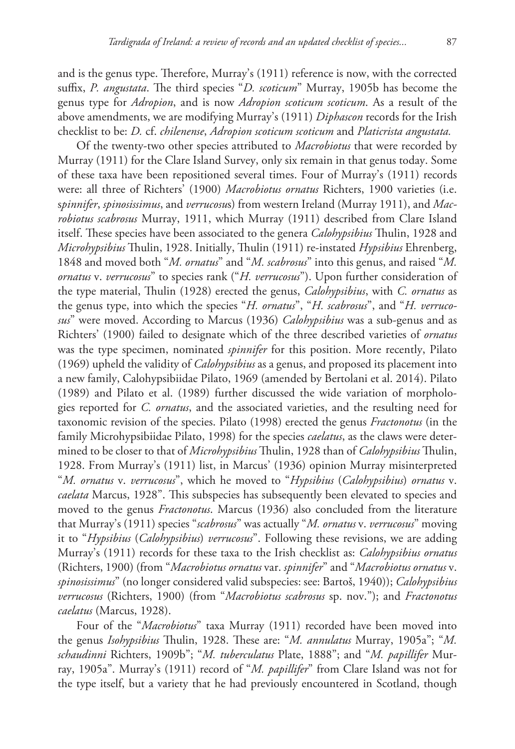and is the genus type. Therefore, Murray's (1911) reference is now, with the corrected suffix, *P. angustata*. The third species "*D. scoticum*" Murray, 1905b has become the genus type for *Adropion*, and is now *Adropion scoticum scoticum*. As a result of the above amendments, we are modifying Murray's (1911) *Diphascon* records for the Irish checklist to be: *D.* cf. *chilenense*, *Adropion scoticum scoticum* and *Platicrista angustata.*

Of the twenty-two other species attributed to *Macrobiotus* that were recorded by Murray (1911) for the Clare Island Survey, only six remain in that genus today. Some of these taxa have been repositioned several times. Four of Murray's (1911) records were: all three of Richters' (1900) *Macrobiotus ornatus* Richters, 1900 varieties (i.e. s*pinnifer*, *spinosissimus*, and *verrucosu*s) from western Ireland (Murray 1911), and *Macrobiotus scabrosus* Murray, 1911, which Murray (1911) described from Clare Island itself. These species have been associated to the genera *Calohypsibius* Thulin, 1928 and *Microhypsibius* Thulin, 1928. Initially, Thulin (1911) re-instated *Hypsibius* Ehrenberg, 1848 and moved both "*M. ornatus*" and "*M. scabrosus*" into this genus, and raised "*M. ornatus* v. *verrucosus*" to species rank ("*H. verrucosus*"). Upon further consideration of the type material, Thulin (1928) erected the genus, *Calohypsibius*, with *C. ornatus* as the genus type, into which the species "*H. ornatus*", "*H. scabrosus*", and "*H. verrucosus*" were moved. According to Marcus (1936) *Calohypsibius* was a sub-genus and as Richters' (1900) failed to designate which of the three described varieties of *ornatus* was the type specimen, nominated *spinnifer* for this position. More recently, Pilato (1969) upheld the validity of *Calohypsibius* as a genus, and proposed its placement into a new family, Calohypsibiidae Pilato, 1969 (amended by Bertolani et al. 2014). Pilato (1989) and Pilato et al. (1989) further discussed the wide variation of morphologies reported for *C. ornatus*, and the associated varieties, and the resulting need for taxonomic revision of the species. Pilato (1998) erected the genus *Fractonotus* (in the family Microhypsibiidae Pilato, 1998) for the species *caelatus*, as the claws were determined to be closer to that of *Microhypsibius* Thulin, 1928 than of *Calohypsibius* Thulin, 1928. From Murray's (1911) list, in Marcus' (1936) opinion Murray misinterpreted "*M. ornatus* v. *verrucosus*", which he moved to "*Hypsibius* (*Calohypsibius*) *ornatus* v. *caelata* Marcus, 1928". This subspecies has subsequently been elevated to species and moved to the genus *Fractonotus*. Marcus (1936) also concluded from the literature that Murray's (1911) species "*scabrosus*" was actually "*M. ornatus* v. *verrucosus*" moving it to "*Hypsibius* (*Calohypsibius*) *verrucosus*". Following these revisions, we are adding Murray's (1911) records for these taxa to the Irish checklist as: *Calohypsibius ornatus* (Richters, 1900) (from "*Macrobiotus ornatus* var. *spinnifer*" and "*Macrobiotus ornatus* v. *spinosissimus*" (no longer considered valid subspecies: see: Bartoš, 1940)); *Calohypsibius verrucosus* (Richters, 1900) (from "*Macrobiotus scabrosus* sp. nov."); and *Fractonotus caelatus* (Marcus, 1928).

Four of the "*Macrobiotus*" taxa Murray (1911) recorded have been moved into the genus *Isohypsibius* Thulin, 1928. These are: "*M. annulatus* Murray, 1905a"; "*M. schaudinni* Richters, 1909b"; "*M. tuberculatus* Plate, 1888"; and "*M. papillifer* Murray, 1905a". Murray's (1911) record of "*M. papillifer*" from Clare Island was not for the type itself, but a variety that he had previously encountered in Scotland, though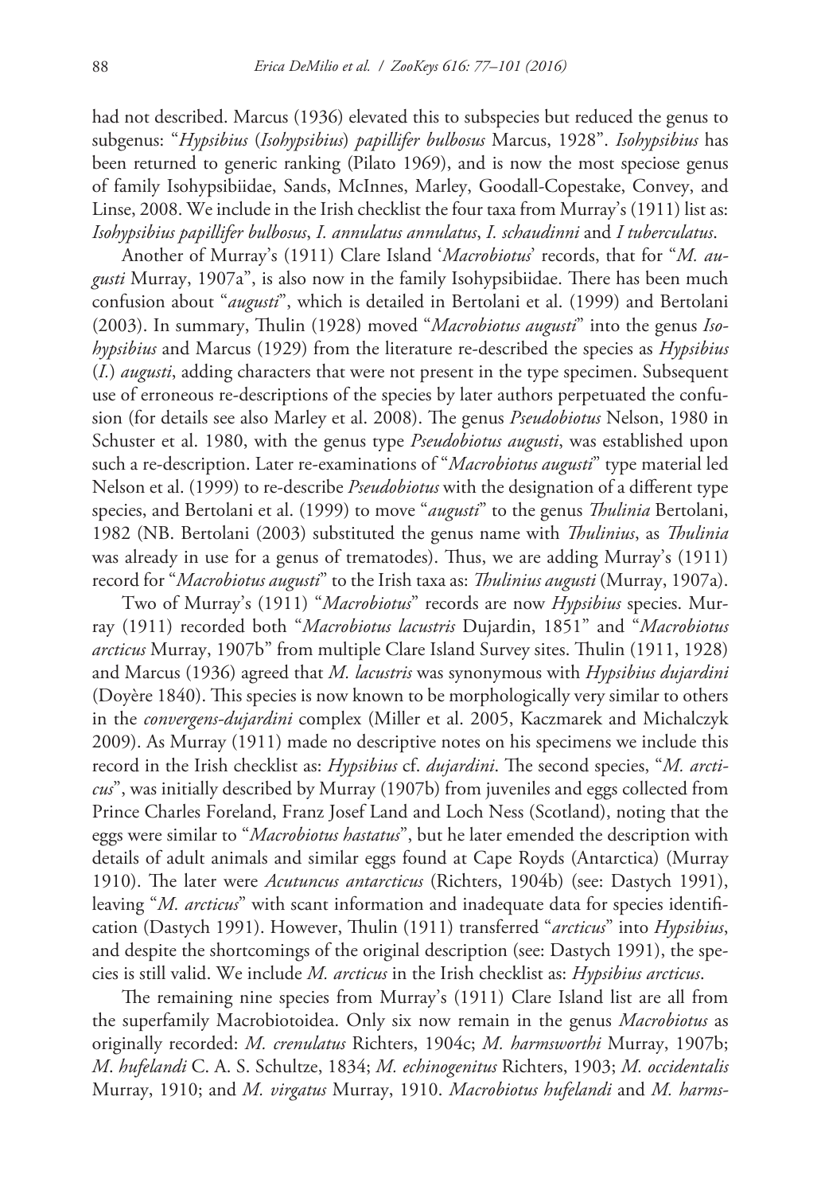had not described. Marcus (1936) elevated this to subspecies but reduced the genus to subgenus: "*Hypsibius* (*Isohypsibius*) *papillifer bulbosus* Marcus, 1928". *Isohypsibius* has been returned to generic ranking (Pilato 1969), and is now the most speciose genus of family Isohypsibiidae, Sands, McInnes, Marley, Goodall-Copestake, Convey, and Linse, 2008. We include in the Irish checklist the four taxa from Murray's (1911) list as: *Isohypsibius papillifer bulbosus*, *I. annulatus annulatus*, *I. schaudinni* and *I tuberculatus*.

Another of Murray's (1911) Clare Island '*Macrobiotus*' records, that for "*M. augusti* Murray, 1907a", is also now in the family Isohypsibiidae. There has been much confusion about "*augusti*", which is detailed in Bertolani et al. (1999) and Bertolani (2003). In summary, Thulin (1928) moved "*Macrobiotus augusti*" into the genus *Isohypsibius* and Marcus (1929) from the literature re-described the species as *Hypsibius* (*I.*) *augusti*, adding characters that were not present in the type specimen. Subsequent use of erroneous re-descriptions of the species by later authors perpetuated the confusion (for details see also Marley et al. 2008). The genus *Pseudobiotus* Nelson, 1980 in Schuster et al. 1980, with the genus type *Pseudobiotus augusti*, was established upon such a re-description. Later re-examinations of "*Macrobiotus augusti*" type material led Nelson et al. (1999) to re-describe *Pseudobiotus* with the designation of a different type species, and Bertolani et al. (1999) to move "*augusti*" to the genus *Thulinia* Bertolani, 1982 (NB. Bertolani (2003) substituted the genus name with *Thulinius*, as *Thulinia* was already in use for a genus of trematodes). Thus, we are adding Murray's (1911) record for "*Macrobiotus augusti*" to the Irish taxa as: *Thulinius augusti* (Murray, 1907a).

Two of Murray's (1911) "*Macrobiotus*" records are now *Hypsibius* species. Murray (1911) recorded both "*Macrobiotus lacustris* Dujardin, 1851" and "*Macrobiotus arcticus* Murray, 1907b" from multiple Clare Island Survey sites. Thulin (1911, 1928) and Marcus (1936) agreed that *M. lacustris* was synonymous with *Hypsibius dujardini* (Doyère 1840). This species is now known to be morphologically very similar to others in the *convergens-dujardini* complex (Miller et al. 2005, Kaczmarek and Michalczyk 2009). As Murray (1911) made no descriptive notes on his specimens we include this record in the Irish checklist as: *Hypsibius* cf. *dujardini*. The second species, "*M. arcticus*", was initially described by Murray (1907b) from juveniles and eggs collected from Prince Charles Foreland, Franz Josef Land and Loch Ness (Scotland), noting that the eggs were similar to "*Macrobiotus hastatus*", but he later emended the description with details of adult animals and similar eggs found at Cape Royds (Antarctica) (Murray 1910). The later were *Acutuncus antarcticus* (Richters, 1904b) (see: Dastych 1991), leaving "*M. arcticus*" with scant information and inadequate data for species identification (Dastych 1991). However, Thulin (1911) transferred "*arcticus*" into *Hypsibius*, and despite the shortcomings of the original description (see: Dastych 1991), the species is still valid. We include *M. arcticus* in the Irish checklist as: *Hypsibius arcticus*.

The remaining nine species from Murray's (1911) Clare Island list are all from the superfamily Macrobiotoidea. Only six now remain in the genus *Macrobiotus* as originally recorded: *M. crenulatus* Richters, 1904c; *M. harmsworthi* Murray, 1907b; *M. hufelandi* C. A. S. Schultze, 1834; *M. echinogenitus* Richters, 1903; *M. occidentalis* Murray, 1910; and *M. virgatus* Murray, 1910. *Macrobiotus hufelandi* and *M. harms-*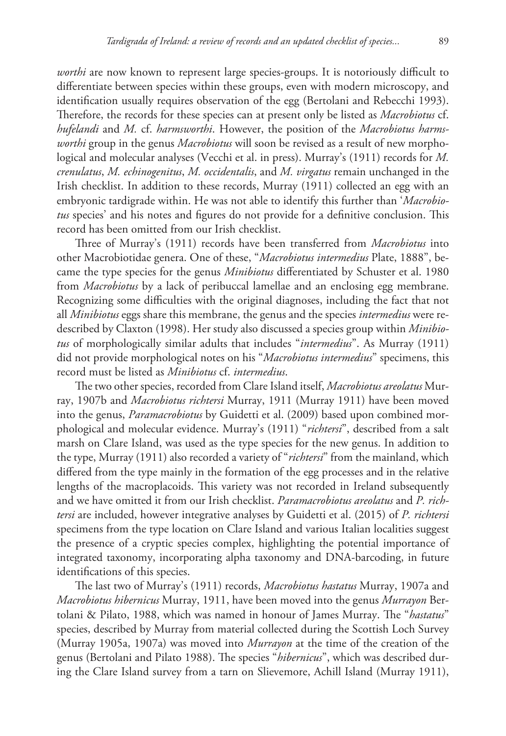*worthi* are now known to represent large species-groups. It is notoriously difficult to differentiate between species within these groups, even with modern microscopy, and identification usually requires observation of the egg (Bertolani and Rebecchi 1993). Therefore, the records for these species can at present only be listed as *Macrobiotus* cf. *hufelandi* and *M.* cf. *harmsworthi*. However, the position of the *Macrobiotus harmsworthi* group in the genus *Macrobiotus* will soon be revised as a result of new morphological and molecular analyses (Vecchi et al. in press). Murray's (1911) records for *M. crenulatus*, *M. echinogenitus*, *M. occidentalis*, and *M. virgatus* remain unchanged in the Irish checklist. In addition to these records, Murray (1911) collected an egg with an embryonic tardigrade within. He was not able to identify this further than '*Macrobiotus* species' and his notes and figures do not provide for a definitive conclusion. This record has been omitted from our Irish checklist.

Three of Murray's (1911) records have been transferred from *Macrobiotus* into other Macrobiotidae genera. One of these, "*Macrobiotus intermedius* Plate, 1888", became the type species for the genus *Minibiotus* differentiated by Schuster et al. 1980 from *Macrobiotus* by a lack of peribuccal lamellae and an enclosing egg membrane. Recognizing some difficulties with the original diagnoses, including the fact that not all *Minibiotus* eggs share this membrane, the genus and the species *intermedius* were redescribed by Claxton (1998). Her study also discussed a species group within *Minibiotus* of morphologically similar adults that includes "*intermedius*". As Murray (1911) did not provide morphological notes on his "*Macrobiotus intermedius*" specimens, this record must be listed as *Minibiotus* cf. *intermedius*.

The two other species, recorded from Clare Island itself, *Macrobiotus areolatus* Murray, 1907b and *Macrobiotus richtersi* Murray, 1911 (Murray 1911) have been moved into the genus, *Paramacrobiotus* by Guidetti et al. (2009) based upon combined morphological and molecular evidence. Murray's (1911) "*richtersi*", described from a salt marsh on Clare Island, was used as the type species for the new genus. In addition to the type, Murray (1911) also recorded a variety of "*richtersi*" from the mainland, which differed from the type mainly in the formation of the egg processes and in the relative lengths of the macroplacoids. This variety was not recorded in Ireland subsequently and we have omitted it from our Irish checklist. *Paramacrobiotus areolatus* and *P. richtersi* are included, however integrative analyses by Guidetti et al. (2015) of *P. richtersi* specimens from the type location on Clare Island and various Italian localities suggest the presence of a cryptic species complex, highlighting the potential importance of integrated taxonomy, incorporating alpha taxonomy and DNA-barcoding, in future identifications of this species.

The last two of Murray's (1911) records, *Macrobiotus hastatus* Murray, 1907a and *Macrobiotus hibernicus* Murray, 1911, have been moved into the genus *Murrayon* Bertolani & Pilato, 1988, which was named in honour of James Murray. The "*hastatus*" species, described by Murray from material collected during the Scottish Loch Survey (Murray 1905a, 1907a) was moved into *Murrayon* at the time of the creation of the genus (Bertolani and Pilato 1988). The species "*hibernicus*", which was described during the Clare Island survey from a tarn on Slievemore, Achill Island (Murray 1911),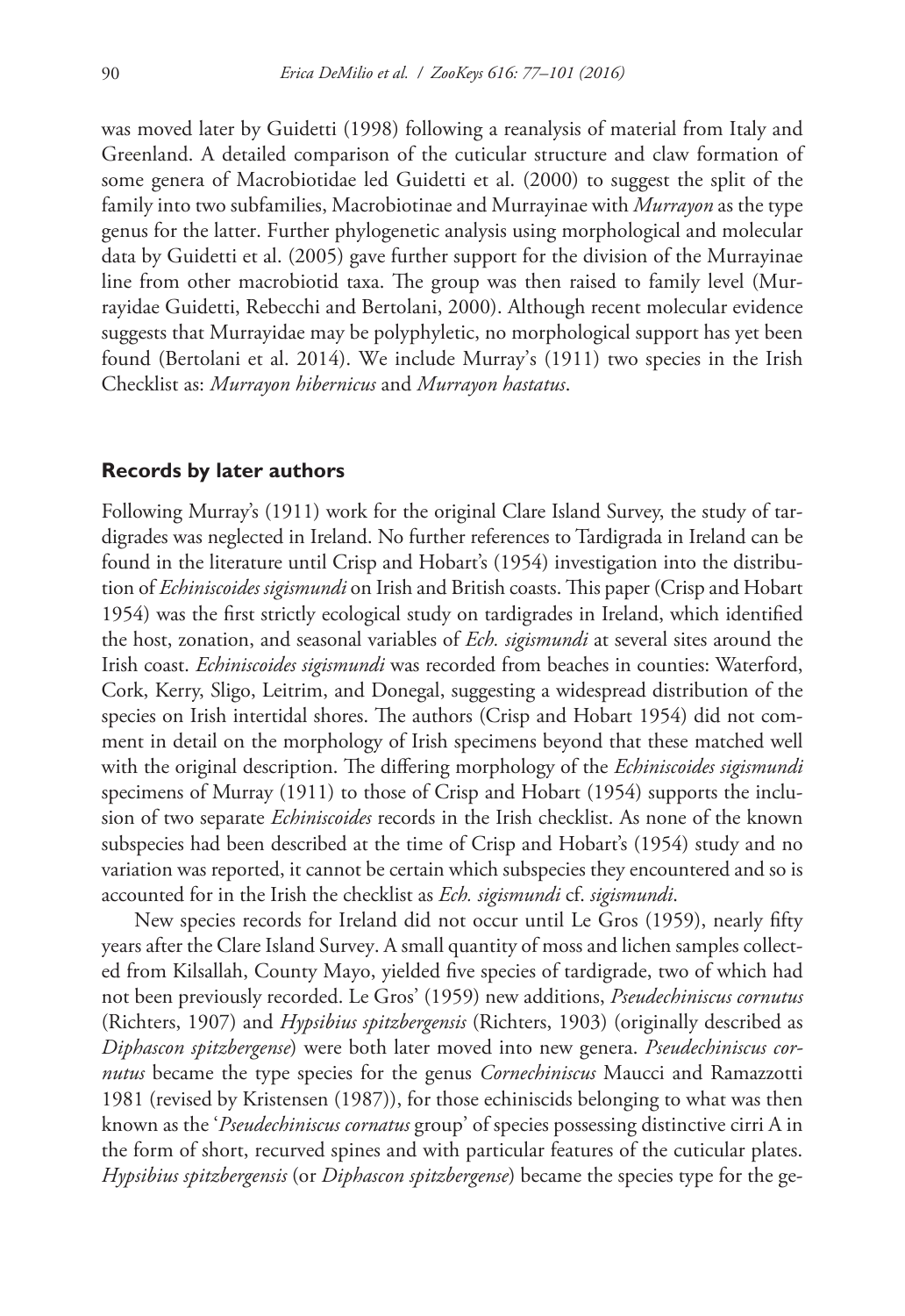was moved later by Guidetti (1998) following a reanalysis of material from Italy and Greenland. A detailed comparison of the cuticular structure and claw formation of some genera of Macrobiotidae led Guidetti et al. (2000) to suggest the split of the family into two subfamilies, Macrobiotinae and Murrayinae with *Murrayon* as the type genus for the latter. Further phylogenetic analysis using morphological and molecular data by Guidetti et al. (2005) gave further support for the division of the Murrayinae line from other macrobiotid taxa. The group was then raised to family level (Murrayidae Guidetti, Rebecchi and Bertolani, 2000). Although recent molecular evidence suggests that Murrayidae may be polyphyletic, no morphological support has yet been found (Bertolani et al. 2014). We include Murray's (1911) two species in the Irish Checklist as: *Murrayon hibernicus* and *Murrayon hastatus*.

## Records by later authors

Following Murray's (1911) work for the original Clare Island Survey, the study of tardigrades was neglected in Ireland. No further references to Tardigrada in Ireland can be found in the literature until Crisp and Hobart's (1954) investigation into the distribution of *Echiniscoides sigismundi* on Irish and British coasts. This paper (Crisp and Hobart 1954) was the first strictly ecological study on tardigrades in Ireland, which identified the host, zonation, and seasonal variables of *Ech. sigismundi* at several sites around the Irish coast. *Echiniscoides sigismundi* was recorded from beaches in counties: Waterford, Cork, Kerry, Sligo, Leitrim, and Donegal, suggesting a widespread distribution of the species on Irish intertidal shores. The authors (Crisp and Hobart 1954) did not comment in detail on the morphology of Irish specimens beyond that these matched well with the original description. The differing morphology of the *Echiniscoides sigismundi* specimens of Murray (1911) to those of Crisp and Hobart (1954) supports the inclusion of two separate *Echiniscoides* records in the Irish checklist. As none of the known subspecies had been described at the time of Crisp and Hobart's (1954) study and no variation was reported, it cannot be certain which subspecies they encountered and so is accounted for in the Irish the checklist as *Ech. sigismundi* cf. *sigismundi*.

New species records for Ireland did not occur until Le Gros (1959), nearly fifty years after the Clare Island Survey. A small quantity of moss and lichen samples collected from Kilsallah, County Mayo, yielded five species of tardigrade, two of which had not been previously recorded. Le Gros' (1959) new additions, *Pseudechiniscus cornutus* (Richters, 1907) and *Hypsibius spitzbergensis* (Richters, 1903) (originally described as *Diphascon spitzbergense*) were both later moved into new genera. *Pseudechiniscus cornutus* became the type species for the genus *Cornechiniscus* Maucci and Ramazzotti 1981 (revised by Kristensen (1987)), for those echiniscids belonging to what was then known as the '*Pseudechiniscus cornatus* group' of species possessing distinctive cirri A in the form of short, recurved spines and with particular features of the cuticular plates. *Hypsibius spitzbergensis* (or *Diphascon spitzbergense*) became the species type for the ge-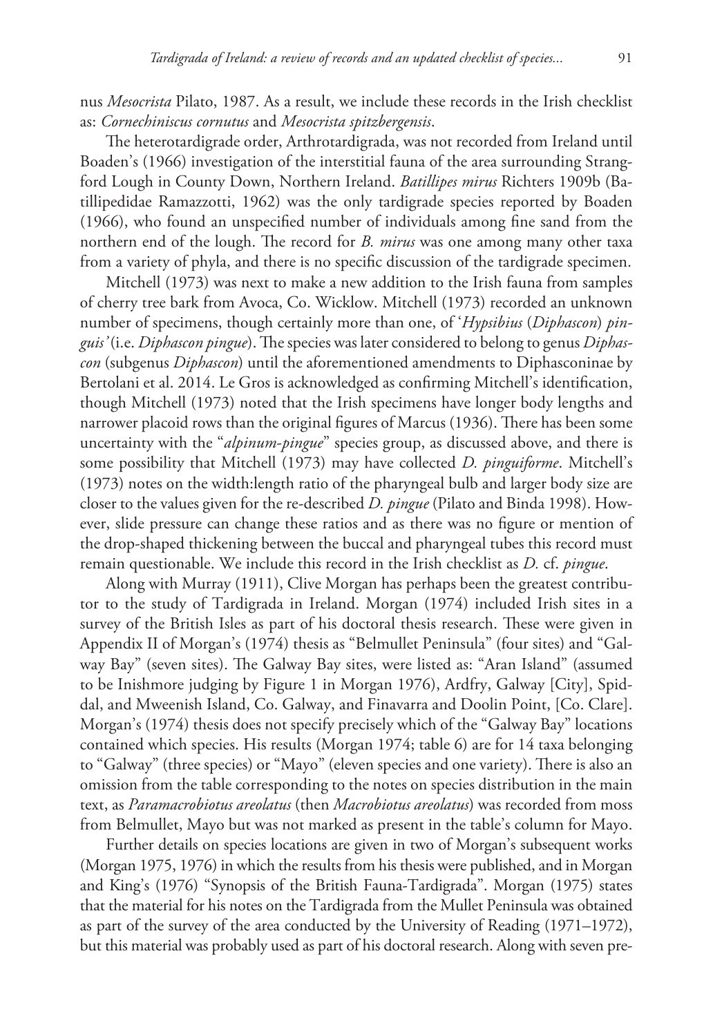nus *Mesocrista* Pilato, 1987. As a result, we include these records in the Irish checklist as: *Cornechiniscus cornutus* and *Mesocrista spitzbergensis*.

The heterotardigrade order, Arthrotardigrada, was not recorded from Ireland until Boaden's (1966) investigation of the interstitial fauna of the area surrounding Strangford Lough in County Down, Northern Ireland. *Batillipes mirus* Richters 1909b (Batillipedidae Ramazzotti, 1962) was the only tardigrade species reported by Boaden (1966), who found an unspecified number of individuals among fine sand from the northern end of the lough. The record for *B. mirus* was one among many other taxa from a variety of phyla, and there is no specific discussion of the tardigrade specimen.

Mitchell (1973) was next to make a new addition to the Irish fauna from samples of cherry tree bark from Avoca, Co. Wicklow. Mitchell (1973) recorded an unknown number of specimens, though certainly more than one, of '*Hypsibius* (*Diphascon*) *pinguis'* (i.e. *Diphascon pingue*). The species was later considered to belong to genus *Diphascon* (subgenus *Diphascon*) until the aforementioned amendments to Diphasconinae by Bertolani et al. 2014. Le Gros is acknowledged as confirming Mitchell's identification, though Mitchell (1973) noted that the Irish specimens have longer body lengths and narrower placoid rows than the original figures of Marcus (1936). There has been some uncertainty with the "*alpinum-pingue*" species group, as discussed above, and there is some possibility that Mitchell (1973) may have collected *D. pinguiforme*. Mitchell's (1973) notes on the width:length ratio of the pharyngeal bulb and larger body size are closer to the values given for the re-described *D. pingue* (Pilato and Binda 1998). However, slide pressure can change these ratios and as there was no figure or mention of the drop-shaped thickening between the buccal and pharyngeal tubes this record must remain questionable. We include this record in the Irish checklist as *D.* cf. *pingue*.

Along with Murray (1911), Clive Morgan has perhaps been the greatest contributor to the study of Tardigrada in Ireland. Morgan (1974) included Irish sites in a survey of the British Isles as part of his doctoral thesis research. These were given in Appendix II of Morgan's (1974) thesis as "Belmullet Peninsula" (four sites) and "Galway Bay" (seven sites). The Galway Bay sites, were listed as: "Aran Island" (assumed to be Inishmore judging by Figure 1 in Morgan 1976), Ardfry, Galway [City], Spiddal, and Mweenish Island, Co. Galway, and Finavarra and Doolin Point, [Co. Clare]. Morgan's (1974) thesis does not specify precisely which of the "Galway Bay" locations contained which species. His results (Morgan 1974; table 6) are for 14 taxa belonging to "Galway" (three species) or "Mayo" (eleven species and one variety). There is also an omission from the table corresponding to the notes on species distribution in the main text, as *Paramacrobiotus areolatus* (then *Macrobiotus areolatus*) was recorded from moss from Belmullet, Mayo but was not marked as present in the table's column for Mayo.

Further details on species locations are given in two of Morgan's subsequent works (Morgan 1975, 1976) in which the results from his thesis were published, and in Morgan and King's (1976) "Synopsis of the British Fauna-Tardigrada". Morgan (1975) states that the material for his notes on the Tardigrada from the Mullet Peninsula was obtained as part of the survey of the area conducted by the University of Reading (1971–1972), but this material was probably used as part of his doctoral research. Along with seven pre-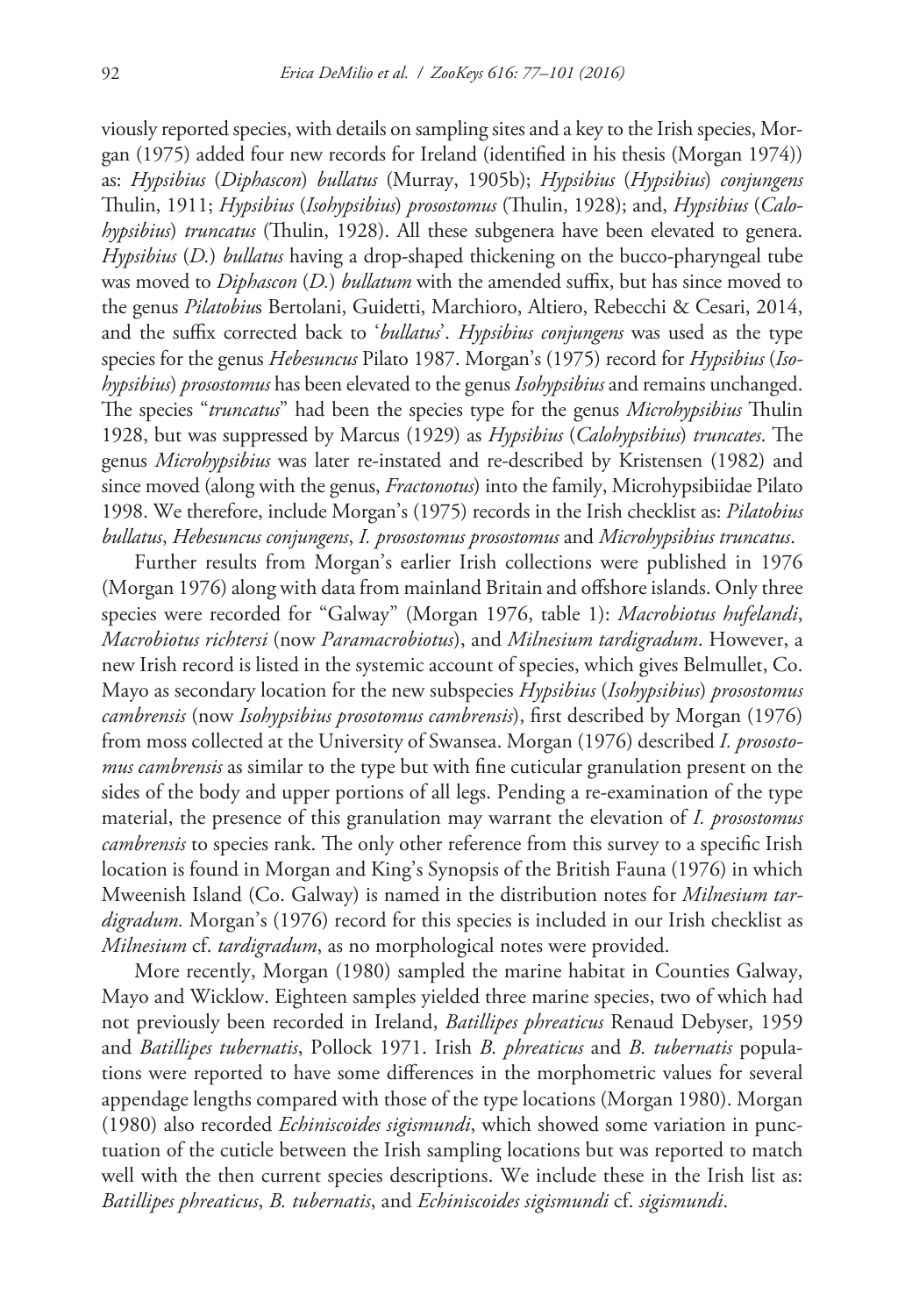viously reported species, with details on sampling sites and a key to the Irish species, Morgan (1975) added four new records for Ireland (identified in his thesis (Morgan 1974)) as: *Hypsibius* (*Diphascon*) *bullatus* (Murray, 1905b); *Hypsibius* (*Hypsibius*) *conjungens* Thulin, 1911; *Hypsibius* (*Isohypsibius*) *prosostomus* (Thulin, 1928); and, *Hypsibius* (*Calohypsibius*) *truncatus* (Thulin, 1928). All these subgenera have been elevated to genera. *Hypsibius* (*D.*) *bullatus* having a drop-shaped thickening on the bucco-pharyngeal tube was moved to *Diphascon* (*D.*) *bullatum* with the amended suffix, but has since moved to the genus *Pilatobius* Bertolani, Guidetti, Marchioro, Altiero, Rebecchi & Cesari, 2014, and the suffix corrected back to '*bullatus*'. *Hypsibius conjungens* was used as the type species for the genus *Hebesuncus* Pilato 1987. Morgan's (1975) record for *Hypsibius* (*Isohypsibius*) *prosostomus* has been elevated to the genus *Isohypsibius* and remains unchanged. The species "*truncatus*" had been the species type for the genus *Microhypsibius* Thulin 1928, but was suppressed by Marcus (1929) as *Hypsibius* (*Calohypsibius*) *truncates*. The genus *Microhypsibius* was later re-instated and re-described by Kristensen (1982) and since moved (along with the genus, *Fractonotus*) into the family, Microhypsibiidae Pilato 1998. We therefore, include Morgan's (1975) records in the Irish checklist as: *Pilatobius bullatus*, *Hebesuncus conjungens*, *I. prosostomus prosostomus* and *Microhypsibius truncatus*.

Further results from Morgan's earlier Irish collections were published in 1976 (Morgan 1976) along with data from mainland Britain and offshore islands. Only three species were recorded for "Galway" (Morgan 1976, table 1): *Macrobiotus hufelandi*, *Macrobiotus richtersi* (now *Paramacrobiotus*), and *Milnesium tardigradum*. However, a new Irish record is listed in the systemic account of species, which gives Belmullet, Co. Mayo as secondary location for the new subspecies *Hypsibius* (*Isohypsibius*) *prosostomus cambrensis* (now *Isohypsibius prosotomus cambrensis*), first described by Morgan (1976) from moss collected at the University of Swansea. Morgan (1976) described *I. prosostomus cambrensis* as similar to the type but with fine cuticular granulation present on the sides of the body and upper portions of all legs. Pending a re-examination of the type material, the presence of this granulation may warrant the elevation of *I. prosostomus cambrensis* to species rank. The only other reference from this survey to a specific Irish location is found in Morgan and King's Synopsis of the British Fauna (1976) in which Mweenish Island (Co. Galway) is named in the distribution notes for *Milnesium tardigradum.* Morgan's (1976) record for this species is included in our Irish checklist as *Milnesium* cf. *tardigradum*, as no morphological notes were provided.

More recently, Morgan (1980) sampled the marine habitat in Counties Galway, Mayo and Wicklow. Eighteen samples yielded three marine species, two of which had not previously been recorded in Ireland, *Batillipes phreaticus* Renaud Debyser, 1959 and *Batillipes tubernatis*, Pollock 1971. Irish *B. phreaticus* and *B. tubernatis* populations were reported to have some differences in the morphometric values for several appendage lengths compared with those of the type locations (Morgan 1980). Morgan (1980) also recorded *Echiniscoides sigismundi*, which showed some variation in punctuation of the cuticle between the Irish sampling locations but was reported to match well with the then current species descriptions. We include these in the Irish list as: *Batillipes phreaticus*, *B. tubernatis*, and *Echiniscoides sigismundi* cf. *sigismundi*.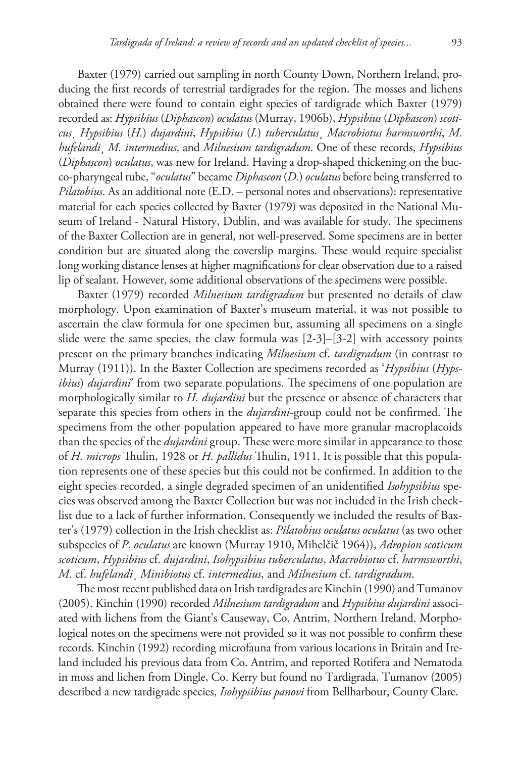Baxter (1979) carried out sampling in north County Down, Northern Ireland, producing the first records of terrestrial tardigrades for the region. The mosses and lichens obtained there were found to contain eight species of tardigrade which Baxter (1979) recorded as: *Hypsibius* (*Diphascon*) *oculatus* (Murray, 1906b), *Hypsibius* (*Diphascon*) *scoticus*¸ *Hypsibius* (*H.*) *dujardini*, *Hypsibius* (*I.*) *tuberculatus*¸ *Macrobiotus harmsworthi*, *M. hufelandi*¸ *M. intermedius*, and *Milnesium tardigradum*. One of these records, *Hypsibius* (*Diphascon*) *oculatus*, was new for Ireland. Having a drop-shaped thickening on the bucco-pharyngeal tube, "*oculatus*" became *Diphascon* (*D.*) *oculatus* before being transferred to *Pilatobius*. As an additional note (E.D. – personal notes and observations): representative material for each species collected by Baxter (1979) was deposited in the National Museum of Ireland - Natural History, Dublin, and was available for study. The specimens of the Baxter Collection are in general, not well-preserved. Some specimens are in better condition but are situated along the coverslip margins. These would require specialist long working distance lenses at higher magnifications for clear observation due to a raised lip of sealant. However, some additional observations of the specimens were possible.

Baxter (1979) recorded *Milnesium tardigradum* but presented no details of claw morphology. Upon examination of Baxter's museum material, it was not possible to ascertain the claw formula for one specimen but, assuming all specimens on a single slide were the same species, the claw formula was [2-3]–[3-2] with accessory points present on the primary branches indicating *Milnesium* cf. *tardigradum* (in contrast to Murray (1911)). In the Baxter Collection are specimens recorded as '*Hypsibius* (*Hypsibius*) *dujardini*' from two separate populations. The specimens of one population are morphologically similar to *H. dujardini* but the presence or absence of characters that separate this species from others in the *dujardini*-group could not be confirmed. The specimens from the other population appeared to have more granular macroplacoids than the species of the *dujardini* group. These were more similar in appearance to those of *H. microps* Thulin, 1928 or *H. pallidus* Thulin, 1911. It is possible that this population represents one of these species but this could not be confirmed. In addition to the eight species recorded, a single degraded specimen of an unidentified *Isohypsibius* species was observed among the Baxter Collection but was not included in the Irish checklist due to a lack of further information. Consequently we included the results of Baxter's (1979) collection in the Irish checklist as: *Pilatobius oculatus oculatus* (as two other subspecies of *P. oculatus* are known (Murray 1910, Mihelčič 1964)), *Adropion scoticum scoticum*, *Hypsibius* cf. *dujardini*, *Isohypsibius tuberculatus*, *Macrobiotus* cf. *harmsworthi*, *M.* cf. *hufelandi*¸ *Minibiotus* cf. *intermedius*, and *Milnesium* cf. *tardigradum*.

The most recent published data on Irish tardigrades are Kinchin (1990) and Tumanov (2005). Kinchin (1990) recorded *Milnesium tardigradum* and *Hypsibius dujardini* associated with lichens from the Giant's Causeway, Co. Antrim, Northern Ireland. Morphological notes on the specimens were not provided so it was not possible to confirm these records. Kinchin (1992) recording microfauna from various locations in Britain and Ireland included his previous data from Co. Antrim, and reported Rotifera and Nematoda in moss and lichen from Dingle, Co. Kerry but found no Tardigrada. Tumanov (2005) described a new tardigrade species, *Isohypsibius panovi* from Bellharbour, County Clare.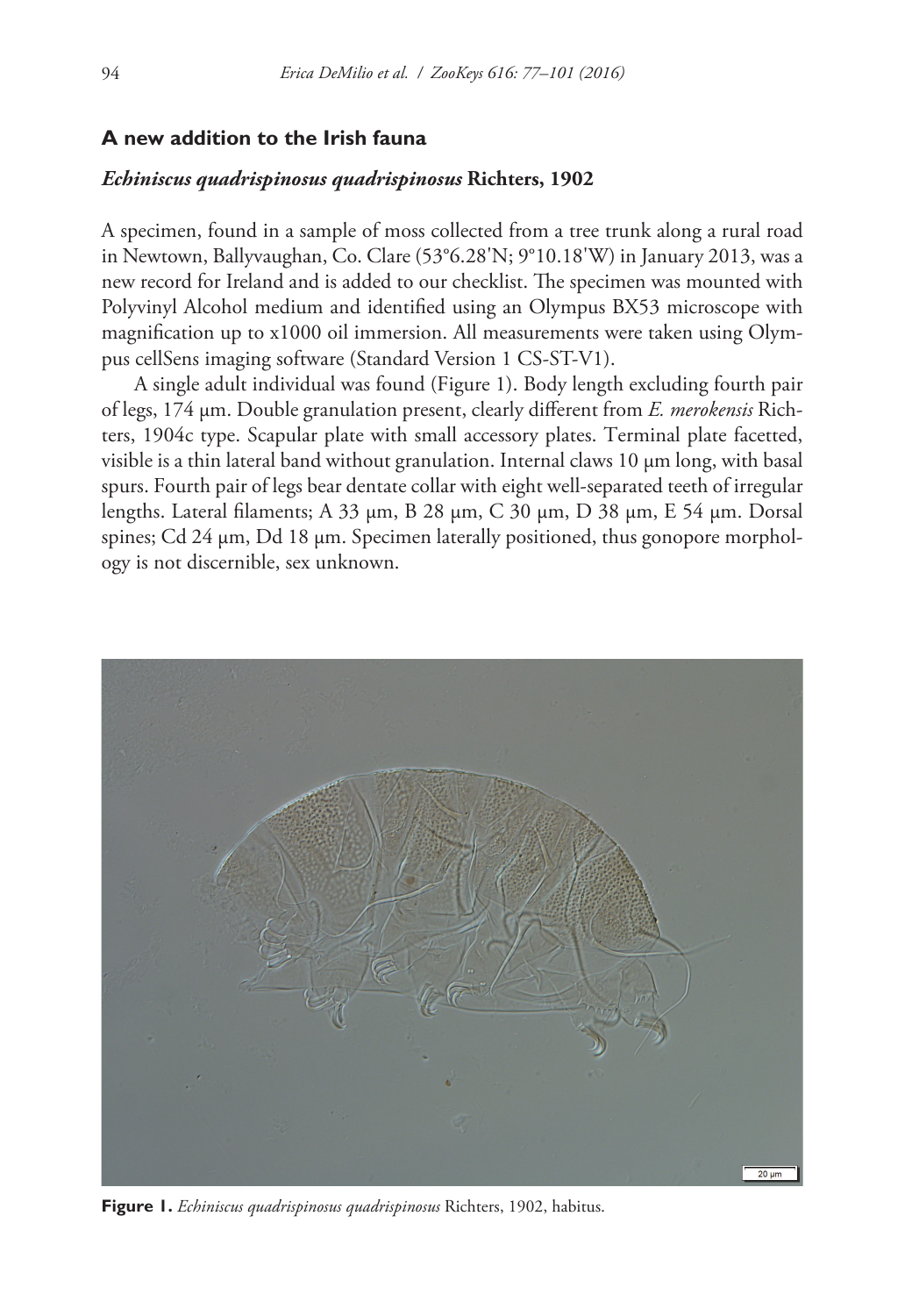## A new addition to the Irish fauna

### *Echiniscus quadrispinosus quadrispinosus* Richters, 1902

A specimen, found in a sample of moss collected from a tree trunk along a rural road in Newtown, Ballyvaughan, Co. Clare (53°6.28'N; 9°10.18'W) in January 2013, was a new record for Ireland and is added to our checklist. The specimen was mounted with Polyvinyl Alcohol medium and identified using an Olympus BX53 microscope with magnification up to x1000 oil immersion. All measurements were taken using Olympus cellSens imaging software (Standard Version 1 CS-ST-V1).

A single adult individual was found (Figure 1). Body length excluding fourth pair of legs, 174 µm. Double granulation present, clearly different from *E. merokensis* Richters, 1904c type. Scapular plate with small accessory plates. Terminal plate facetted, visible is a thin lateral band without granulation. Internal claws 10 µm long, with basal spurs. Fourth pair of legs bear dentate collar with eight well-separated teeth of irregular lengths. Lateral filaments; A 33 µm, B 28 µm, C 30 µm, D 38 µm, E 54 µm. Dorsal spines; Cd 24 µm, Dd 18 µm. Specimen laterally positioned, thus gonopore morphology is not discernible, sex unknown.

20 µm

**Figure 1.** *Echiniscus quadrispinosus quadrispinosus* Richters, 1902, habitus.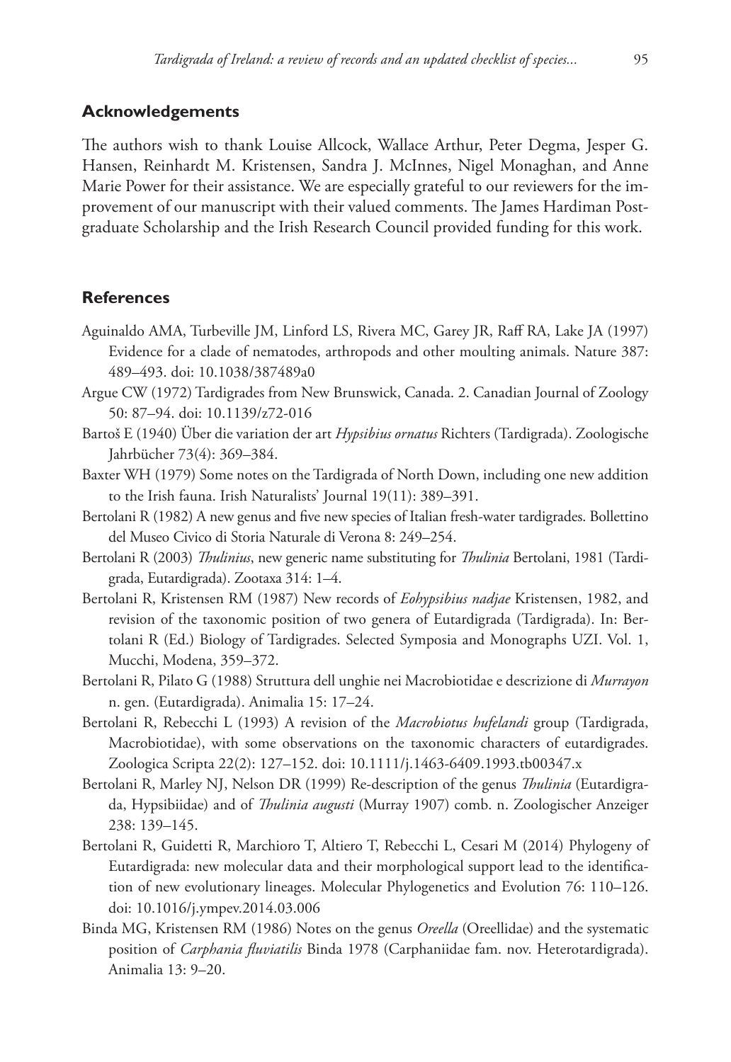## Acknowledgements

The authors wish to thank Louise Allcock, Wallace Arthur, Peter Degma, Jesper G. Hansen, Reinhardt M. Kristensen, Sandra J. McInnes, Nigel Monaghan, and Anne Marie Power for their assistance. We are especially grateful to our reviewers for the improvement of our manuscript with their valued comments. The James Hardiman Postgraduate Scholarship and the Irish Research Council provided funding for this work.

## References

Aguinaldo AMA, Turbeville JM, Linford LS, Rivera MC, Garey JR, Raff RA, Lake JA (1997) Evidence for a clade of nematodes, arthropods and other moulting animals. Nature 387: 489–493. doi: 10.1038/387489a0

Argue CW (1972) Tardigrades from New Brunswick, Canada. 2. Canadian Journal of Zoology 50: 87–94. doi: 10.1139/z72-016

Bartoš E (1940) Über die variation der art *Hypsibius ornatus* Richters (Tardigrada). Zoologische Jahrbücher 73(4): 369–384.

Baxter WH (1979) Some notes on the Tardigrada of North Down, including one new addition to the Irish fauna. Irish Naturalists' Journal 19(11): 389–391.

Bertolani R (1982) A new genus and five new species of Italian fresh-water tardigrades. Bollettino del Museo Civico di Storia Naturale di Verona 8: 249–254.

Bertolani R (2003) *Thulinius*, new generic name substituting for *Thulinia* Bertolani, 1981 (Tardigrada, Eutardigrada). Zootaxa 314: 1–4.

Bertolani R, Kristensen RM (1987) New records of *Eohypsibius nadjae* Kristensen, 1982, and revision of the taxonomic position of two genera of Eutardigrada (Tardigrada). In: Bertolani R (Ed.) Biology of Tardigrades. Selected Symposia and Monographs UZI. Vol. 1, Mucchi, Modena, 359–372.

Bertolani R, Pilato G (1988) Struttura dell unghie nei Macrobiotidae e descrizione di *Murrayon* n. gen. (Eutardigrada). Animalia 15: 17–24.

Bertolani R, Rebecchi L (1993) A revision of the *Macrobiotus hufelandi* group (Tardigrada, Macrobiotidae), with some observations on the taxonomic characters of eutardigrades. Zoologica Scripta 22(2): 127–152. doi: 10.1111/j.1463-6409.1993.tb00347.x

Bertolani R, Marley NJ, Nelson DR (1999) Re-description of the genus *Thulinia* (Eutardigrada, Hypsibiidae) and of *Thulinia augusti* (Murray 1907) comb. n. Zoologischer Anzeiger 238: 139–145.

Bertolani R, Guidetti R, Marchioro T, Altiero T, Rebecchi L, Cesari M (2014) Phylogeny of Eutardigrada: new molecular data and their morphological support lead to the identification of new evolutionary lineages. Molecular Phylogenetics and Evolution 76: 110–126. doi: 10.1016/j.ympev.2014.03.006

Binda MG, Kristensen RM (1986) Notes on the genus *Oreella* (Oreellidae) and the systematic position of *Carphania fluviatilis* Binda 1978 (Carphaniidae fam. nov. Heterotardigrada). Animalia 13: 9–20.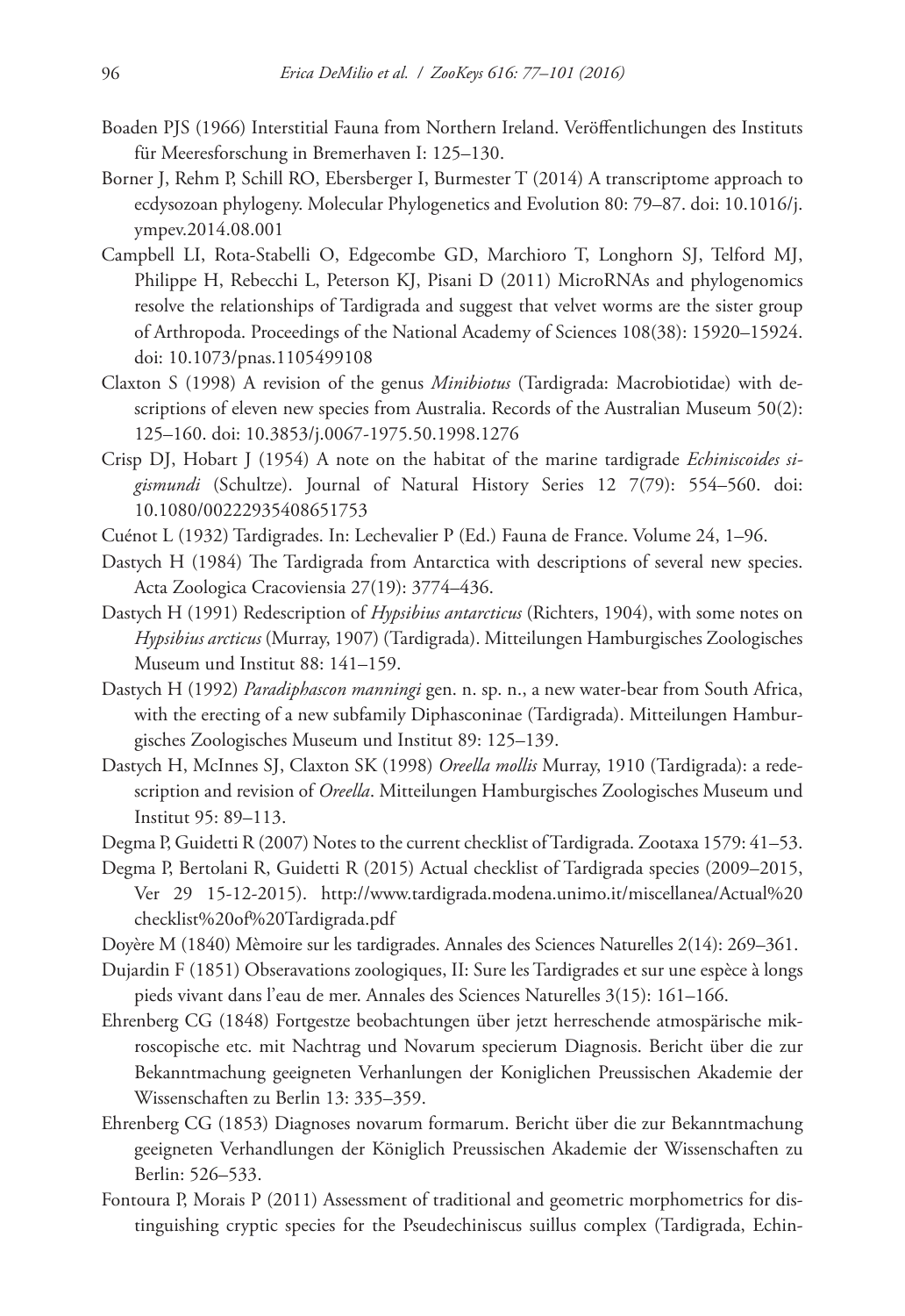Boaden PJS (1966) Interstitial Fauna from Northern Ireland. Veröffentlichungen des Instituts für Meeresforschung in Bremerhaven I: 125–130.

Borner J, Rehm P, Schill RO, Ebersberger I, Burmester T (2014) A transcriptome approach to ecdysozoan phylogeny. Molecular Phylogenetics and Evolution 80: 79–87. doi: 10.1016/j.ympev.2014.08.001

Campbell LI, Rota-Stabelli O, Edgecombe GD, Marchioro T, Longhorn SJ, Telford MJ, Philippe H, Rebecchi L, Peterson KJ, Pisani D (2011) MicroRNAs and phylogenomics resolve the relationships of Tardigrada and suggest that velvet worms are the sister group of Arthropoda. Proceedings of the National Academy of Sciences 108(38): 15920–15924. doi: 10.1073/pnas.1105499108

Claxton S (1998) A revision of the genus *Minibiotus* (Tardigrada: Macrobiotidae) with descriptions of eleven new species from Australia. Records of the Australian Museum 50(2): 125–160. doi: 10.3853/j.0067-1975.50.1998.1276

Crisp DJ, Hobart J (1954) A note on the habitat of the marine tardigrade *Echiniscoides sigismundi* (Schultze). Journal of Natural History Series 12 7(79): 554–560. doi: 10.1080/00222935408651753

Cuénot L (1932) Tardigrades. In: Lechevalier P (Ed.) Fauna de France. Volume 24, 1–96.

Dastych H (1984) The Tardigrada from Antarctica with descriptions of several new species. Acta Zoologica Cracoviensia 27(19): 3774–436.

Dastych H (1991) Redescription of *Hypsibius antarcticus* (Richters, 1904), with some notes on *Hypsibius arcticus* (Murray, 1907) (Tardigrada). Mitteilungen Hamburgisches Zoologisches Museum und Institut 88: 141–159.

Dastych H (1992) *Paradiphascon manningi* gen. n. sp. n., a new water-bear from South Africa, with the erecting of a new subfamily Diphasconinae (Tardigrada). Mitteilungen Hamburgisches Zoologisches Museum und Institut 89: 125–139.

Dastych H, McInnes SJ, Claxton SK (1998) *Oreella mollis* Murray, 1910 (Tardigrada): a redescription and revision of *Oreella*. Mitteilungen Hamburgisches Zoologisches Museum und Institut 95: 89–113.

Degma P, Guidetti R (2007) Notes to the current checklist of Tardigrada. Zootaxa 1579: 41–53.

Degma P, Bertolani R, Guidetti R (2015) Actual checklist of Tardigrada species (2009–2015, Ver 29 15-12-2015). http://www.tardigrada.modena.unimo.it/miscellanea/Actual%20checklist%20of%20Tardigrada.pdf

Doyère M (1840) Mèmoire sur les tardigrades. Annales des Sciences Naturelles 2(14): 269–361.

Dujardin F (1851) Obseravations zoologiques, II: Sure les Tardigrades et sur une espèce à longs pieds vivant dans l'eau de mer. Annales des Sciences Naturelles 3(15): 161–166.

Ehrenberg CG (1848) Fortgestze beobachtungen über jetzt herreschende atmospärische mikroscopische etc. mit Nachtrag und Novarum specierum Diagnosis. Bericht über die zur Bekanntmachung geeigneten Verhanlungen der Koniglichen Preussischen Akademie der Wissenschaften zu Berlin 13: 335–359.

Ehrenberg CG (1853) Diagnoses novarum formarum. Bericht über die zur Bekanntmachung geeigneten Verhandlungen der Königlich Preussischen Akademie der Wissenschaften zu Berlin: 526–533.

Fontoura P, Morais P (2011) Assessment of traditional and geometric morphometrics for distinguishing cryptic species for the Pseudechiniscus suillus complex (Tardigrada, Echin-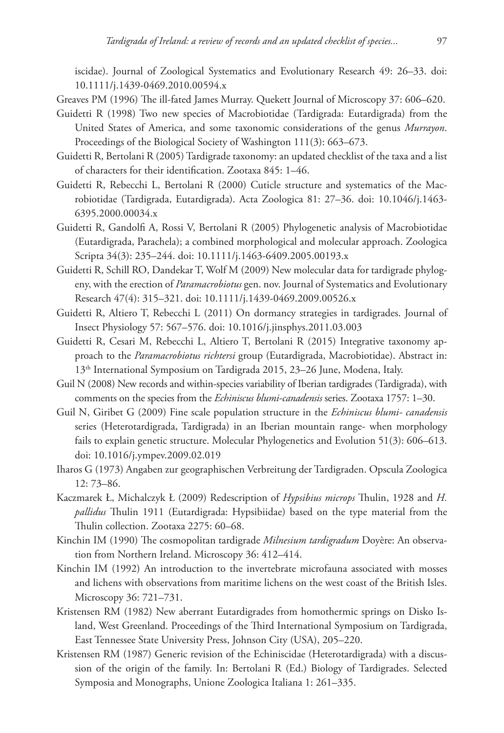iscidae). Journal of Zoological Systematics and Evolutionary Research 49: 26–33. doi: 10.1111/j.1439-0469.2010.00594.x

Greaves PM (1996) The ill-fated James Murray. Quekett Journal of Microscopy 37: 606–620.

Guidetti R (1998) Two new species of Macrobiotidae (Tardigrada: Eutardigrada) from the United States of America, and some taxonomic considerations of the genus *Murrayon*. Proceedings of the Biological Society of Washington 111(3): 663–673.

Guidetti R, Bertolani R (2005) Tardigrade taxonomy: an updated checklist of the taxa and a list of characters for their identification. Zootaxa 845: 1–46.

Guidetti R, Rebecchi L, Bertolani R (2000) Cuticle structure and systematics of the Macrobiotidae (Tardigrada, Eutardigrada). Acta Zoologica 81: 27–36. doi: 10.1046/j.1463-6395.2000.00034.x

Guidetti R, Gandolfi A, Rossi V, Bertolani R (2005) Phylogenetic analysis of Macrobiotidae (Eutardigrada, Parachela); a combined morphological and molecular approach. Zoologica Scripta 34(3): 235–244. doi: 10.1111/j.1463-6409.2005.00193.x

Guidetti R, Schill RO, Dandekar T, Wolf M (2009) New molecular data for tardigrade phylogeny, with the erection of *Paramacrobiotus* gen. nov. Journal of Systematics and Evolutionary Research 47(4): 315–321. doi: 10.1111/j.1439-0469.2009.00526.x

Guidetti R, Altiero T, Rebecchi L (2011) On dormancy strategies in tardigrades. Journal of Insect Physiology 57: 567–576. doi: 10.1016/j.jinsphys.2011.03.003

Guidetti R, Cesari M, Rebecchi L, Altiero T, Bertolani R (2015) Integrative taxonomy approach to the *Paramacrobiotus richtersi* group (Eutardigrada, Macrobiotidae). Abstract in: 13th International Symposium on Tardigrada 2015, 23–26 June, Modena, Italy.

Guil N (2008) New records and within-species variability of Iberian tardigrades (Tardigrada), with comments on the species from the *Echiniscus blumi-canadensis* series. Zootaxa 1757: 1–30.

Guil N, Giribet G (2009) Fine scale population structure in the *Echiniscus blumi- canadensis* series (Heterotardigrada, Tardigrada) in an Iberian mountain range- when morphology fails to explain genetic structure. Molecular Phylogenetics and Evolution 51(3): 606–613. doi: 10.1016/j.ympev.2009.02.019

Iharos G (1973) Angaben zur geographischen Verbreitung der Tardigraden. Opscula Zoologica 12: 73–86.

Kaczmarek Ł, Michalczyk Ł (2009) Redescription of *Hypsibius microps* Thulin, 1928 and *H. pallidus* Thulin 1911 (Eutardigrada: Hypsibiidae) based on the type material from the Thulin collection. Zootaxa 2275: 60–68.

Kinchin IM (1990) The cosmopolitan tardigrade *Milnesium tardigradum* Doyère: An observation from Northern Ireland. Microscopy 36: 412–414.

Kinchin IM (1992) An introduction to the invertebrate microfauna associated with mosses and lichens with observations from maritime lichens on the west coast of the British Isles. Microscopy 36: 721–731.

Kristensen RM (1982) New aberrant Eutardigrades from homothermic springs on Disko Island, West Greenland. Proceedings of the Third International Symposium on Tardigrada, East Tennessee State University Press, Johnson City (USA), 205–220.

Kristensen RM (1987) Generic revision of the Echiniscidae (Heterotardigrada) with a discussion of the origin of the family. In: Bertolani R (Ed.) Biology of Tardigrades. Selected Symposia and Monographs, Unione Zoologica Italiana 1: 261–335.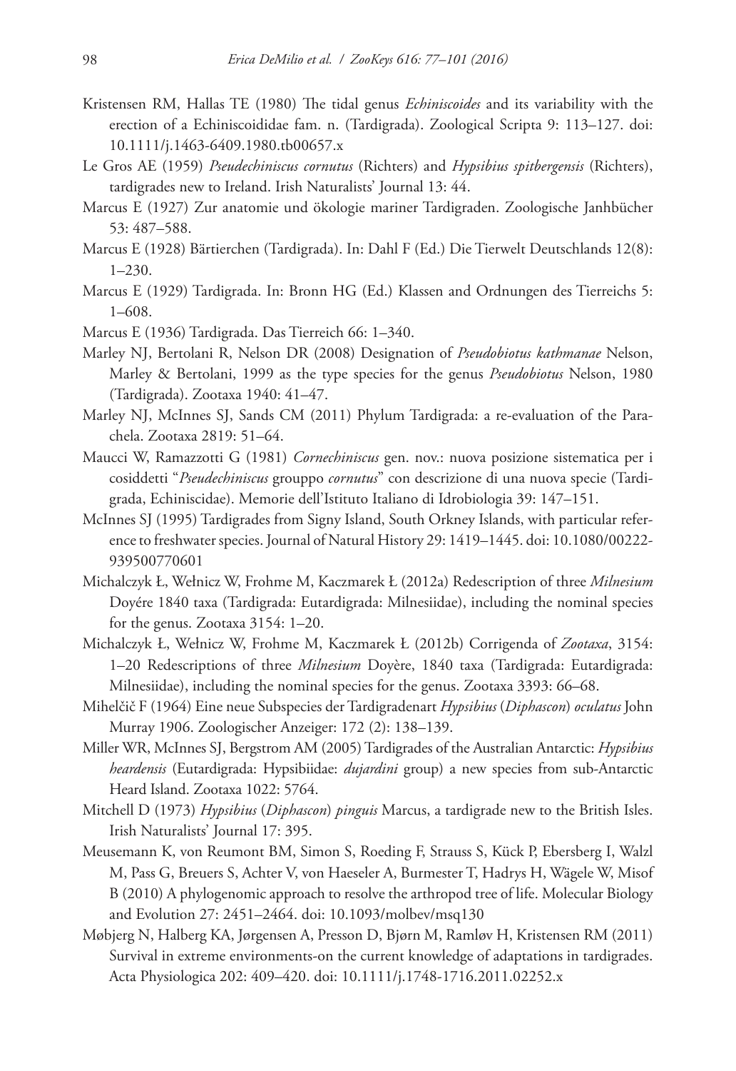Kristensen RM, Hallas TE (1980) The tidal genus *Echiniscoides* and its variability with the erection of a Echiniscoididae fam. n. (Tardigrada). Zoological Scripta 9: 113–127. doi: 10.1111/j.1463-6409.1980.tb00657.x

Le Gros AE (1959) *Pseudechiniscus cornutus* (Richters) and *Hypsibius spitbergensis* (Richters), tardigrades new to Ireland. Irish Naturalists' Journal 13: 44.

Marcus E (1927) Zur anatomie und ökologie mariner Tardigraden. Zoologische Janhbücher 53: 487–588.

Marcus E (1928) Bärtierchen (Tardigrada). In: Dahl F (Ed.) Die Tierwelt Deutschlands 12(8): 1–230.

Marcus E (1929) Tardigrada. In: Bronn HG (Ed.) Klassen and Ordnungen des Tierreichs 5: 1–608.

Marcus E (1936) Tardigrada. Das Tierreich 66: 1–340.

Marley NJ, Bertolani R, Nelson DR (2008) Designation of *Pseudobiotus kathmanae* Nelson, Marley & Bertolani, 1999 as the type species for the genus *Pseudobiotus* Nelson, 1980 (Tardigrada). Zootaxa 1940: 41–47.

Marley NJ, McInnes SJ, Sands CM (2011) Phylum Tardigrada: a re-evaluation of the Parachela. Zootaxa 2819: 51–64.

Maucci W, Ramazzotti G (1981) *Cornechiniscus* gen. nov.: nuova posizione sistematica per i cosiddetti "*Pseudechiniscus* grouppo *cornutus*" con descrizione di una nuova specie (Tardigrada, Echiniscidae). Memorie dell'Istituto Italiano di Idrobiologia 39: 147–151.

McInnes SJ (1995) Tardigrades from Signy Island, South Orkney Islands, with particular reference to freshwater species. Journal of Natural History 29: 1419–1445. doi: 10.1080/00222-939500770601

Michalczyk Ł, Wełnicz W, Frohme M, Kaczmarek Ł (2012a) Redescription of three *Milnesium* Doyére 1840 taxa (Tardigrada: Eutardigrada: Milnesiidae), including the nominal species for the genus. Zootaxa 3154: 1–20.

Michalczyk Ł, Wełnicz W, Frohme M, Kaczmarek Ł (2012b) Corrigenda of *Zootaxa*, 3154: 1–20 Redescriptions of three *Milnesium* Doyère, 1840 taxa (Tardigrada: Eutardigrada: Milnesiidae), including the nominal species for the genus. Zootaxa 3393: 66–68.

Mihelčič F (1964) Eine neue Subspecies der Tardigradenart *Hypsibius* (*Diphascon*) *oculatus* John Murray 1906. Zoologischer Anzeiger: 172 (2): 138–139.

Miller WR, McInnes SJ, Bergstrom AM (2005) Tardigrades of the Australian Antarctic: *Hypsibius heardensis* (Eutardigrada: Hypsibiidae: *dujardini* group) a new species from sub-Antarctic Heard Island. Zootaxa 1022: 5764.

Mitchell D (1973) *Hypsibius* (*Diphascon*) *pinguis* Marcus, a tardigrade new to the British Isles. Irish Naturalists' Journal 17: 395.

Meusemann K, von Reumont BM, Simon S, Roeding F, Strauss S, Kück P, Ebersberg I, Walzl M, Pass G, Breuers S, Achter V, von Haeseler A, Burmester T, Hadrys H, Wägele W, Misof B (2010) A phylogenomic approach to resolve the arthropod tree of life. Molecular Biology and Evolution 27: 2451–2464. doi: 10.1093/molbev/msq130

Møbjerg N, Halberg KA, Jørgensen A, Presson D, Bjørn M, Ramløv H, Kristensen RM (2011) Survival in extreme environments-on the current knowledge of adaptations in tardigrades. Acta Physiologica 202: 409–420. doi: 10.1111/j.1748-1716.2011.02252.x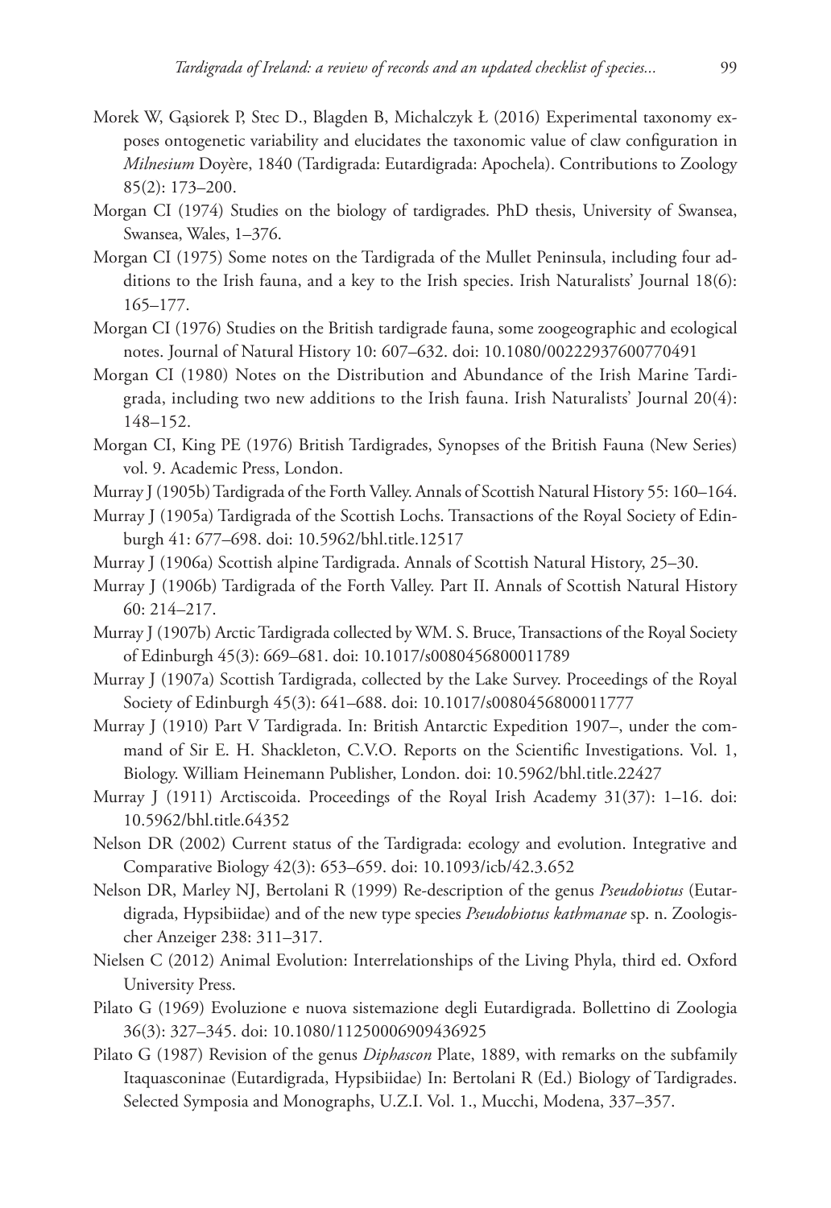Morek W, Gąsiorek P, Stec D., Blagden B, Michalczyk Ł (2016) Experimental taxonomy exposes ontogenetic variability and elucidates the taxonomic value of claw configuration in *Milnesium* Doyère, 1840 (Tardigrada: Eutardigrada: Apochela). Contributions to Zoology 85(2): 173–200.

Morgan CI (1974) Studies on the biology of tardigrades. PhD thesis, University of Swansea, Swansea, Wales, 1–376.

Morgan CI (1975) Some notes on the Tardigrada of the Mullet Peninsula, including four additions to the Irish fauna, and a key to the Irish species. Irish Naturalists' Journal 18(6): 165–177.

Morgan CI (1976) Studies on the British tardigrade fauna, some zoogeographic and ecological notes. Journal of Natural History 10: 607–632. doi: 10.1080/00222937600770491

Morgan CI (1980) Notes on the Distribution and Abundance of the Irish Marine Tardigrada, including two new additions to the Irish fauna. Irish Naturalists' Journal 20(4): 148–152.

Morgan CI, King PE (1976) British Tardigrades, Synopses of the British Fauna (New Series) vol. 9. Academic Press, London.

Murray J (1905b) Tardigrada of the Forth Valley. Annals of Scottish Natural History 55: 160–164.

Murray J (1905a) Tardigrada of the Scottish Lochs. Transactions of the Royal Society of Edinburgh 41: 677–698. doi: 10.5962/bhl.title.12517

Murray J (1906a) Scottish alpine Tardigrada. Annals of Scottish Natural History, 25–30.

Murray J (1906b) Tardigrada of the Forth Valley. Part II. Annals of Scottish Natural History 60: 214–217.

Murray J (1907b) Arctic Tardigrada collected by WM. S. Bruce, Transactions of the Royal Society of Edinburgh 45(3): 669–681. doi: 10.1017/s0080456800011789

Murray J (1907a) Scottish Tardigrada, collected by the Lake Survey. Proceedings of the Royal Society of Edinburgh 45(3): 641–688. doi: 10.1017/s0080456800011777

Murray J (1910) Part V Tardigrada. In: British Antarctic Expedition 1907–, under the command of Sir E. H. Shackleton, C.V.O. Reports on the Scientific Investigations. Vol. 1, Biology. William Heinemann Publisher, London. doi: 10.5962/bhl.title.22427

Murray J (1911) Arctiscoida. Proceedings of the Royal Irish Academy 31(37): 1–16. doi: 10.5962/bhl.title.64352

Nelson DR (2002) Current status of the Tardigrada: ecology and evolution. Integrative and Comparative Biology 42(3): 653–659. doi: 10.1093/icb/42.3.652

Nelson DR, Marley NJ, Bertolani R (1999) Re-description of the genus *Pseudobiotus* (Eutardigrada, Hypsibiidae) and of the new type species *Pseudobiotus kathmanae* sp. n. Zoologischer Anzeiger 238: 311–317.

Nielsen C (2012) Animal Evolution: Interrelationships of the Living Phyla, third ed. Oxford University Press.

Pilato G (1969) Evoluzione e nuova sistemazione degli Eutardigrada. Bollettino di Zoologia 36(3): 327–345. doi: 10.1080/11250006909436925

Pilato G (1987) Revision of the genus *Diphascon* Plate, 1889, with remarks on the subfamily Itaquasconinae (Eutardigrada, Hypsibiidae) In: Bertolani R (Ed.) Biology of Tardigrades. Selected Symposia and Monographs, U.Z.I. Vol. 1., Mucchi, Modena, 337–357.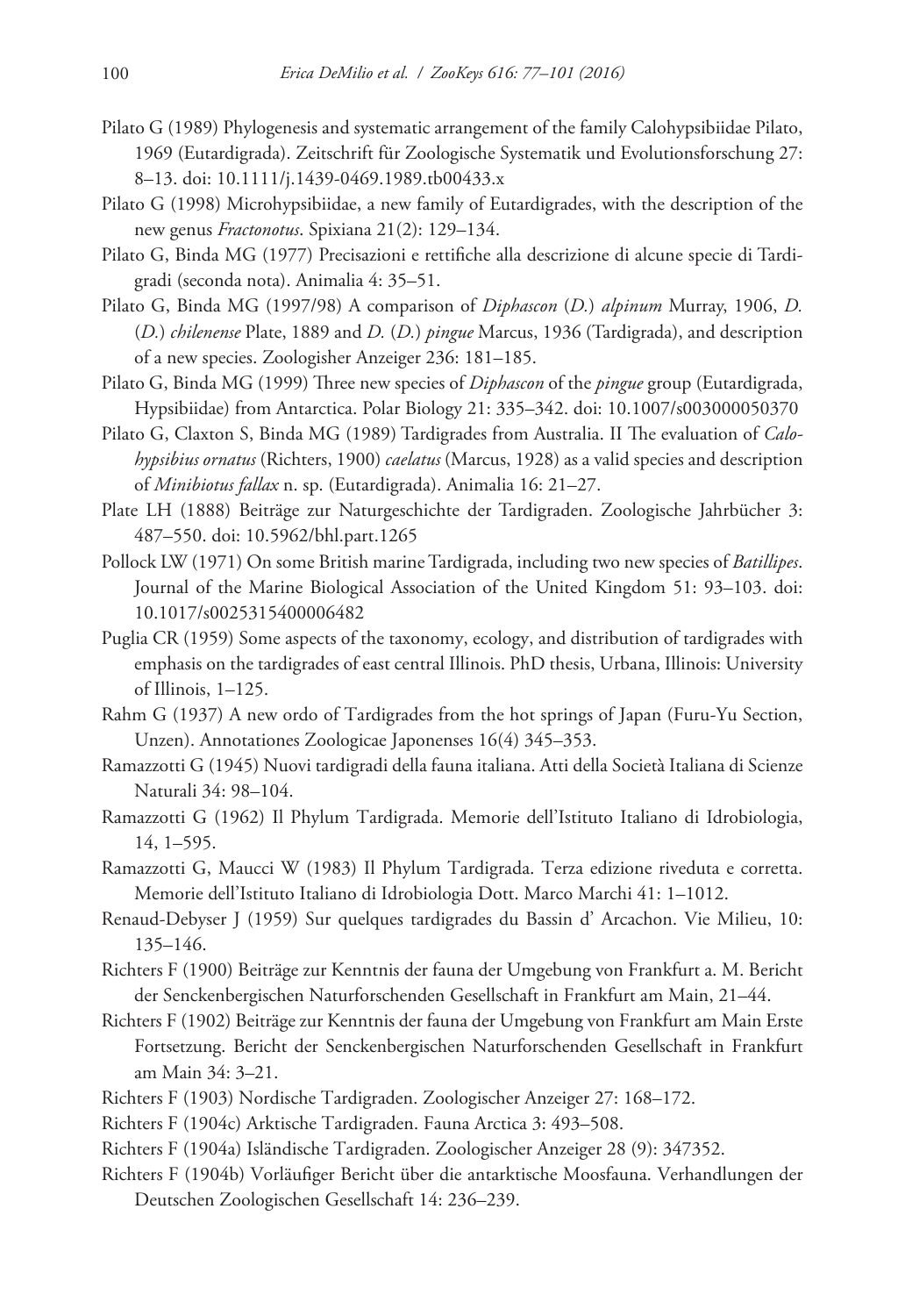Pilato G (1989) Phylogenesis and systematic arrangement of the family Calohypsibiidae Pilato, 1969 (Eutardigrada). Zeitschrift für Zoologische Systematik und Evolutionsforschung 27: 8–13. doi: 10.1111/j.1439-0469.1989.tb00433.x

Pilato G (1998) Microhypsibiidae, a new family of Eutardigrades, with the description of the new genus *Fractonotus*. Spixiana 21(2): 129–134.

Pilato G, Binda MG (1977) Precisazioni e rettifiche alla descrizione di alcune specie di Tardigradi (seconda nota). Animalia 4: 35–51.

Pilato G, Binda MG (1997/98) A comparison of *Diphascon* (*D.*) *alpinum* Murray, 1906, *D.* (*D.*) *chilenense* Plate, 1889 and *D.* (*D.*) *pingue* Marcus, 1936 (Tardigrada), and description of a new species. Zoologisher Anzeiger 236: 181–185.

Pilato G, Binda MG (1999) Three new species of *Diphascon* of the *pingue* group (Eutardigrada, Hypsibiidae) from Antarctica. Polar Biology 21: 335–342. doi: 10.1007/s003000050370

Pilato G, Claxton S, Binda MG (1989) Tardigrades from Australia. II The evaluation of *Calohypsibius ornatus* (Richters, 1900) *caelatus* (Marcus, 1928) as a valid species and description of *Minibiotus fallax* n. sp. (Eutardigrada). Animalia 16: 21–27.

Plate LH (1888) Beiträge zur Naturgeschichte der Tardigraden. Zoologische Jahrbücher 3: 487–550. doi: 10.5962/bhl.part.1265

Pollock LW (1971) On some British marine Tardigrada, including two new species of *Batillipes*. Journal of the Marine Biological Association of the United Kingdom 51: 93–103. doi: 10.1017/s0025315400006482

Puglia CR (1959) Some aspects of the taxonomy, ecology, and distribution of tardigrades with emphasis on the tardigrades of east central Illinois. PhD thesis, Urbana, Illinois: University of Illinois, 1–125.

Rahm G (1937) A new ordo of Tardigrades from the hot springs of Japan (Furu-Yu Section, Unzen). Annotationes Zoologicae Japonenses 16(4) 345–353.

Ramazzotti G (1945) Nuovi tardigradi della fauna italiana. Atti della Società Italiana di Scienze Naturali 34: 98–104.

Ramazzotti G (1962) Il Phylum Tardigrada. Memorie dell'Istituto Italiano di Idrobiologia, 14, 1–595.

Ramazzotti G, Maucci W (1983) Il Phylum Tardigrada. Terza edizione riveduta e corretta. Memorie dell'Istituto Italiano di Idrobiologia Dott. Marco Marchi 41: 1–1012.

Renaud-Debyser J (1959) Sur quelques tardigrades du Bassin d' Arcachon. Vie Milieu, 10: 135–146.

Richters F (1900) Beiträge zur Kenntnis der fauna der Umgebung von Frankfurt a. M. Bericht der Senckenbergischen Naturforschenden Gesellschaft in Frankfurt am Main, 21–44.

Richters F (1902) Beiträge zur Kenntnis der fauna der Umgebung von Frankfurt am Main Erste Fortsetzung. Bericht der Senckenbergischen Naturforschenden Gesellschaft in Frankfurt am Main 34: 3–21.

Richters F (1903) Nordische Tardigraden. Zoologischer Anzeiger 27: 168–172.

Richters F (1904c) Arktische Tardigraden. Fauna Arctica 3: 493–508.

Richters F (1904a) Isländische Tardigraden. Zoologischer Anzeiger 28 (9): 347352.

Richters F (1904b) Vorläufiger Bericht über die antarktische Moosfauna. Verhandlungen der Deutschen Zoologischen Gesellschaft 14: 236–239.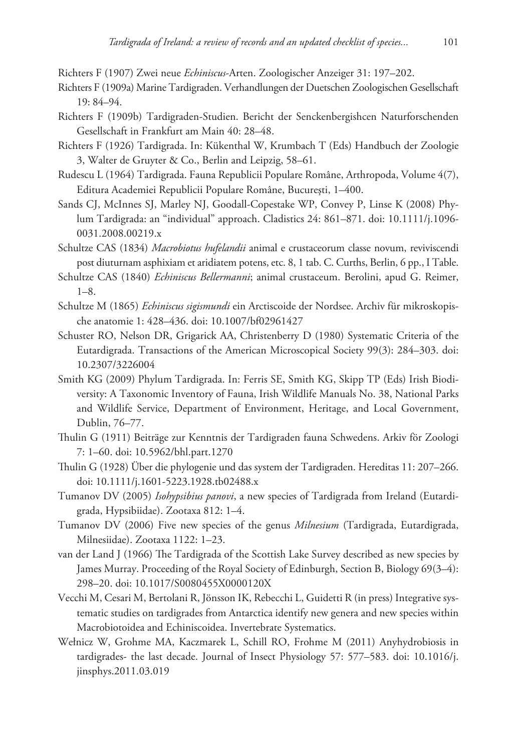Richters F (1907) Zwei neue *Echiniscus*-Arten. Zoologischer Anzeiger 31: 197–202.

Richters F (1909a) Marine Tardigraden. Verhandlungen der Duetschen Zoologischen Gesellschaft 19: 84–94.

Richters F (1909b) Tardigraden-Studien. Bericht der Senckenbergishcen Naturforschenden Gesellschaft in Frankfurt am Main 40: 28–48.

Richters F (1926) Tardigrada. In: Kükenthal W, Krumbach T (Eds) Handbuch der Zoologie 3, Walter de Gruyter & Co., Berlin and Leipzig, 58–61.

Rudescu L (1964) Tardigrada. Fauna Republicii Populare Române, Arthropoda, Volume 4(7), Editura Academiei Republicii Populare Române, București, 1–400.

Sands CJ, McInnes SJ, Marley NJ, Goodall-Copestake WP, Convey P, Linse K (2008) Phylum Tardigrada: an "individual" approach. Cladistics 24: 861–871. doi: 10.1111/j.1096-0031.2008.00219.x

Schultze CAS (1834) *Macrobiotus hufelandii* animal e crustaceorum classe novum, reviviscendi post diuturnam asphixiam et aridiatem potens, etc. 8, 1 tab. C. Curths, Berlin, 6 pp., I Table.

Schultze CAS (1840) *Echiniscus Bellermanni*; animal crustaceum. Berolini, apud G. Reimer, 1–8.

Schultze M (1865) *Echiniscus sigismundi* ein Arctiscoide der Nordsee. Archiv für mikroskopische anatomie 1: 428–436. doi: 10.1007/bf02961427

Schuster RO, Nelson DR, Grigarick AA, Christenberry D (1980) Systematic Criteria of the Eutardigrada. Transactions of the American Microscopical Society 99(3): 284–303. doi: 10.2307/3226004

Smith KG (2009) Phylum Tardigrada. In: Ferris SE, Smith KG, Skipp TP (Eds) Irish Biodiversity: A Taxonomic Inventory of Fauna, Irish Wildlife Manuals No. 38, National Parks and Wildlife Service, Department of Environment, Heritage, and Local Government, Dublin, 76–77.

Thulin G (1911) Beiträge zur Kenntnis der Tardigraden fauna Schwedens. Arkiv för Zoologi 7: 1–60. doi: 10.5962/bhl.part.1270

Thulin G (1928) Über die phylogenie und das system der Tardigraden. Hereditas 11: 207–266. doi: 10.1111/j.1601-5223.1928.tb02488.x

Tumanov DV (2005) *Isohypsibius panovi*, a new species of Tardigrada from Ireland (Eutardigrada, Hypsibiidae). Zootaxa 812: 1–4.

Tumanov DV (2006) Five new species of the genus *Milnesium* (Tardigrada, Eutardigrada, Milnesiidae). Zootaxa 1122: 1–23.

van der Land J (1966) The Tardigrada of the Scottish Lake Survey described as new species by James Murray. Proceeding of the Royal Society of Edinburgh, Section B, Biology 69(3–4): 298–20. doi: 10.1017/S0080455X0000120X

Vecchi M, Cesari M, Bertolani R, Jönsson IK, Rebecchi L, Guidetti R (in press) Integrative systematic studies on tardigrades from Antarctica identify new genera and new species within Macrobiotoidea and Echiniscoidea. Invertebrate Systematics.

Wełnicz W, Grohme MA, Kaczmarek L, Schill RO, Frohme M (2011) Anyhydrobiosis in tardigrades- the last decade. Journal of Insect Physiology 57: 577–583. doi: 10.1016/j.jinsphys.2011.03.019